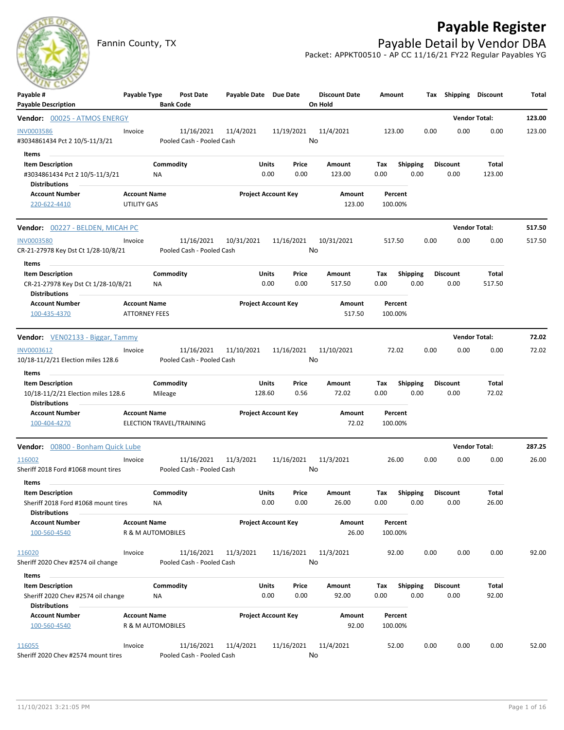# Payable Register

Fannin County, TX

## Payable Detail by Vendor DBA

Packet: APPKT00510 - AP CC 11/16/21 FY22 Regular Payables YG

| Payable # / Payable Description | Payable Type | Post Date / Bank Code | Payable Date | Due Date | Discount Date / On Hold | Amount | Tax | Shipping | Discount | Total |
|---|---|---|---|---|---|---|---|---|---|---|

### Vendor: 00025 - ATMOS ENERGY — Vendor Total: 123.00

| Payable # | Payable Type | Post Date | Payable Date | Due Date | Discount Date | Amount | Tax | Shipping | Discount | Total |
|---|---|---|---|---|---|---|---|---|---|---|
| INV0003586 | Invoice | 11/16/2021 | 11/4/2021 | 11/19/2021 | 11/4/2021 | 123.00 | 0.00 | 0.00 | 0.00 | 123.00 |
| #3034861434 Pct 2 10/5-11/3/21 | | Pooled Cash - Pooled Cash | | | No | | | | | |

**Items**

| Item Description | Commodity | Units | Price | Amount | Tax | Shipping | Discount | Total |
|---|---|---|---|---|---|---|---|---|
| #3034861434 Pct 2 10/5-11/3/21 | NA | 0.00 | 0.00 | 123.00 | 0.00 | 0.00 | 0.00 | 123.00 |

**Distributions**

| Account Number | Account Name | Project Account Key | Amount | Percent |
|---|---|---|---|---|
| 220-622-4410 | UTILITY GAS | | 123.00 | 100.00% |

### Vendor: 00227 - BELDEN, MICAH PC — Vendor Total: 517.50

| Payable # | Payable Type | Post Date | Payable Date | Due Date | Discount Date | Amount | Tax | Shipping | Discount | Total |
|---|---|---|---|---|---|---|---|---|---|---|
| INV0003580 | Invoice | 11/16/2021 | 10/31/2021 | 11/16/2021 | 10/31/2021 | 517.50 | 0.00 | 0.00 | 0.00 | 517.50 |
| CR-21-27978 Key Dst Ct 1/28-10/8/21 | | Pooled Cash - Pooled Cash | | | No | | | | | |

**Items**

| Item Description | Commodity | Units | Price | Amount | Tax | Shipping | Discount | Total |
|---|---|---|---|---|---|---|---|---|
| CR-21-27978 Key Dst Ct 1/28-10/8/21 | NA | 0.00 | 0.00 | 517.50 | 0.00 | 0.00 | 0.00 | 517.50 |

**Distributions**

| Account Number | Account Name | Project Account Key | Amount | Percent |
|---|---|---|---|---|
| 100-435-4370 | ATTORNEY FEES | | 517.50 | 100.00% |

### Vendor: VEN02133 - Biggar, Tammy — Vendor Total: 72.02

| Payable # | Payable Type | Post Date | Payable Date | Due Date | Discount Date | Amount | Tax | Shipping | Discount | Total |
|---|---|---|---|---|---|---|---|---|---|---|
| INV0003612 | Invoice | 11/16/2021 | 11/10/2021 | 11/16/2021 | 11/10/2021 | 72.02 | 0.00 | 0.00 | 0.00 | 72.02 |
| 10/18-11/2/21 Election miles 128.6 | | Pooled Cash - Pooled Cash | | | No | | | | | |

**Items**

| Item Description | Commodity | Units | Price | Amount | Tax | Shipping | Discount | Total |
|---|---|---|---|---|---|---|---|---|
| 10/18-11/2/21 Election miles 128.6 | Mileage | 128.60 | 0.56 | 72.02 | 0.00 | 0.00 | 0.00 | 72.02 |

**Distributions**

| Account Number | Account Name | Project Account Key | Amount | Percent |
|---|---|---|---|---|
| 100-404-4270 | ELECTION TRAVEL/TRAINING | | 72.02 | 100.00% |

### Vendor: 00800 - Bonham Quick Lube — Vendor Total: 287.25

| Payable # | Payable Type | Post Date | Payable Date | Due Date | Discount Date | Amount | Tax | Shipping | Discount | Total |
|---|---|---|---|---|---|---|---|---|---|---|
| 116002 | Invoice | 11/16/2021 | 11/3/2021 | 11/16/2021 | 11/3/2021 | 26.00 | 0.00 | 0.00 | 0.00 | 26.00 |
| Sheriff 2018 Ford #1068 mount tires | | Pooled Cash - Pooled Cash | | | No | | | | | |

**Items**

| Item Description | Commodity | Units | Price | Amount | Tax | Shipping | Discount | Total |
|---|---|---|---|---|---|---|---|---|
| Sheriff 2018 Ford #1068 mount tires | NA | 0.00 | 0.00 | 26.00 | 0.00 | 0.00 | 0.00 | 26.00 |

**Distributions**

| Account Number | Account Name | Project Account Key | Amount | Percent |
|---|---|---|---|---|
| 100-560-4540 | R & M AUTOMOBILES | | 26.00 | 100.00% |

| Payable # | Payable Type | Post Date | Payable Date | Due Date | Discount Date | Amount | Tax | Shipping | Discount | Total |
|---|---|---|---|---|---|---|---|---|---|---|
| 116020 | Invoice | 11/16/2021 | 11/3/2021 | 11/16/2021 | 11/3/2021 | 92.00 | 0.00 | 0.00 | 0.00 | 92.00 |
| Sheriff 2020 Chev #2574 oil change | | Pooled Cash - Pooled Cash | | | No | | | | | |

**Items**

| Item Description | Commodity | Units | Price | Amount | Tax | Shipping | Discount | Total |
|---|---|---|---|---|---|---|---|---|
| Sheriff 2020 Chev #2574 oil change | NA | 0.00 | 0.00 | 92.00 | 0.00 | 0.00 | 0.00 | 92.00 |

**Distributions**

| Account Number | Account Name | Project Account Key | Amount | Percent |
|---|---|---|---|---|
| 100-560-4540 | R & M AUTOMOBILES | | 92.00 | 100.00% |

| Payable # | Payable Type | Post Date | Payable Date | Due Date | Discount Date | Amount | Tax | Shipping | Discount | Total |
|---|---|---|---|---|---|---|---|---|---|---|
| 116055 | Invoice | 11/16/2021 | 11/4/2021 | 11/16/2021 | 11/4/2021 | 52.00 | 0.00 | 0.00 | 0.00 | 52.00 |
| Sheriff 2020 Chev #2574 mount tires | | Pooled Cash - Pooled Cash | | | No | | | | | |

11/10/2021 3:21:05 PM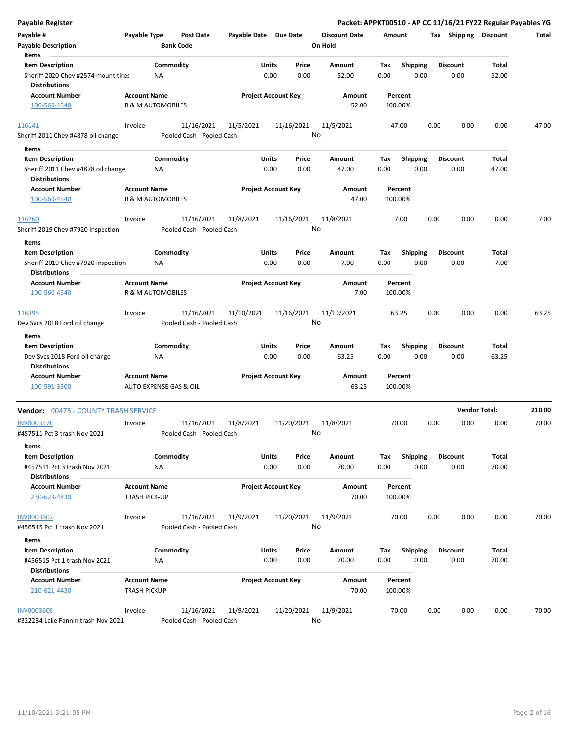## Payable Register

**Packet: APPKT00510 - AP CC 11/16/21 FY22 Regular Payables YG**

| Payable # | Payable Type | Post Date | Payable Date | Due Date | Discount Date | Amount | Tax | Shipping | Discount | Total |
|---|---|---|---|---|---|---|---|---|---|---|
| **Payable Description** | | **Bank Code** | | | **On Hold** | | | | | |

**Items**

| Item Description | Commodity | Units | Price | Amount | Tax | Shipping | Discount | Total |
|---|---|---|---|---|---|---|---|---|
| Sheriff 2020 Chev #2574 mount tires | NA | 0.00 | 0.00 | 52.00 | 0.00 | 0.00 | 0.00 | 52.00 |

**Distributions**

| Account Number | Account Name | Project Account Key | Amount | Percent |
|---|---|---|---|---|
| 100-560-4540 | R & M AUTOMOBILES | | 52.00 | 100.00% |

| Payable # | Payable Type | Post Date | Payable Date | Due Date | Discount Date | Amount | Tax | Shipping | Discount | Total |
|---|---|---|---|---|---|---|---|---|---|---|
| 116141 | Invoice | 11/16/2021 | 11/5/2021 | 11/16/2021 | 11/5/2021 | 47.00 | 0.00 | 0.00 | 0.00 | 47.00 |
| Sheriff 2011 Chev #4878 oil change | | Pooled Cash - Pooled Cash | | | No | | | | | |

**Items**

| Item Description | Commodity | Units | Price | Amount | Tax | Shipping | Discount | Total |
|---|---|---|---|---|---|---|---|---|
| Sheriff 2011 Chev #4878 oil change | NA | 0.00 | 0.00 | 47.00 | 0.00 | 0.00 | 0.00 | 47.00 |

**Distributions**

| Account Number | Account Name | Project Account Key | Amount | Percent |
|---|---|---|---|---|
| 100-560-4540 | R & M AUTOMOBILES | | 47.00 | 100.00% |

| Payable # | Payable Type | Post Date | Payable Date | Due Date | Discount Date | Amount | Tax | Shipping | Discount | Total |
|---|---|---|---|---|---|---|---|---|---|---|
| 116260 | Invoice | 11/16/2021 | 11/8/2021 | 11/16/2021 | 11/8/2021 | 7.00 | 0.00 | 0.00 | 0.00 | 7.00 |
| Sheriff 2019 Chev #7920 inspection | | Pooled Cash - Pooled Cash | | | No | | | | | |

**Items**

| Item Description | Commodity | Units | Price | Amount | Tax | Shipping | Discount | Total |
|---|---|---|---|---|---|---|---|---|
| Sheriff 2019 Chev #7920 inspection | NA | 0.00 | 0.00 | 7.00 | 0.00 | 0.00 | 0.00 | 7.00 |

**Distributions**

| Account Number | Account Name | Project Account Key | Amount | Percent |
|---|---|---|---|---|
| 100-560-4540 | R & M AUTOMOBILES | | 7.00 | 100.00% |

| Payable # | Payable Type | Post Date | Payable Date | Due Date | Discount Date | Amount | Tax | Shipping | Discount | Total |
|---|---|---|---|---|---|---|---|---|---|---|
| 116395 | Invoice | 11/16/2021 | 11/10/2021 | 11/16/2021 | 11/10/2021 | 63.25 | 0.00 | 0.00 | 0.00 | 63.25 |
| Dev Svcs 2018 Ford oil change | | Pooled Cash - Pooled Cash | | | No | | | | | |

**Items**

| Item Description | Commodity | Units | Price | Amount | Tax | Shipping | Discount | Total |
|---|---|---|---|---|---|---|---|---|
| Dev Svcs 2018 Ford oil change | NA | 0.00 | 0.00 | 63.25 | 0.00 | 0.00 | 0.00 | 63.25 |

**Distributions**

| Account Number | Account Name | Project Account Key | Amount | Percent |
|---|---|---|---|---|
| 100-591-3300 | AUTO EXPENSE GAS & OIL | | 63.25 | 100.00% |

### Vendor: 00475 - COUNTY TRASH SERVICE

**Vendor Total: 210.00**

| Payable # | Payable Type | Post Date | Payable Date | Due Date | Discount Date | Amount | Tax | Shipping | Discount | Total |
|---|---|---|---|---|---|---|---|---|---|---|
| INV0003578 | Invoice | 11/16/2021 | 11/8/2021 | 11/20/2021 | 11/8/2021 | 70.00 | 0.00 | 0.00 | 0.00 | 70.00 |
| #457511 Pct 3 trash Nov 2021 | | Pooled Cash - Pooled Cash | | | No | | | | | |

**Items**

| Item Description | Commodity | Units | Price | Amount | Tax | Shipping | Discount | Total |
|---|---|---|---|---|---|---|---|---|
| #457511 Pct 3 trash Nov 2021 | NA | 0.00 | 0.00 | 70.00 | 0.00 | 0.00 | 0.00 | 70.00 |

**Distributions**

| Account Number | Account Name | Project Account Key | Amount | Percent |
|---|---|---|---|---|
| 230-623-4430 | TRASH PICK-UP | | 70.00 | 100.00% |

| Payable # | Payable Type | Post Date | Payable Date | Due Date | Discount Date | Amount | Tax | Shipping | Discount | Total |
|---|---|---|---|---|---|---|---|---|---|---|
| INV0003607 | Invoice | 11/16/2021 | 11/9/2021 | 11/20/2021 | 11/9/2021 | 70.00 | 0.00 | 0.00 | 0.00 | 70.00 |
| #456515 Pct 1 trash Nov 2021 | | Pooled Cash - Pooled Cash | | | No | | | | | |

**Items**

| Item Description | Commodity | Units | Price | Amount | Tax | Shipping | Discount | Total |
|---|---|---|---|---|---|---|---|---|
| #456515 Pct 1 trash Nov 2021 | NA | 0.00 | 0.00 | 70.00 | 0.00 | 0.00 | 0.00 | 70.00 |

**Distributions**

| Account Number | Account Name | Project Account Key | Amount | Percent |
|---|---|---|---|---|
| 210-621-4430 | TRASH PICKUP | | 70.00 | 100.00% |

| Payable # | Payable Type | Post Date | Payable Date | Due Date | Discount Date | Amount | Tax | Shipping | Discount | Total |
|---|---|---|---|---|---|---|---|---|---|---|
| INV0003608 | Invoice | 11/16/2021 | 11/9/2021 | 11/20/2021 | 11/9/2021 | 70.00 | 0.00 | 0.00 | 0.00 | 70.00 |
| #322234 Lake Fannin trash Nov 2021 | | Pooled Cash - Pooled Cash | | | No | | | | | |

11/10/2021 3:21:05 PM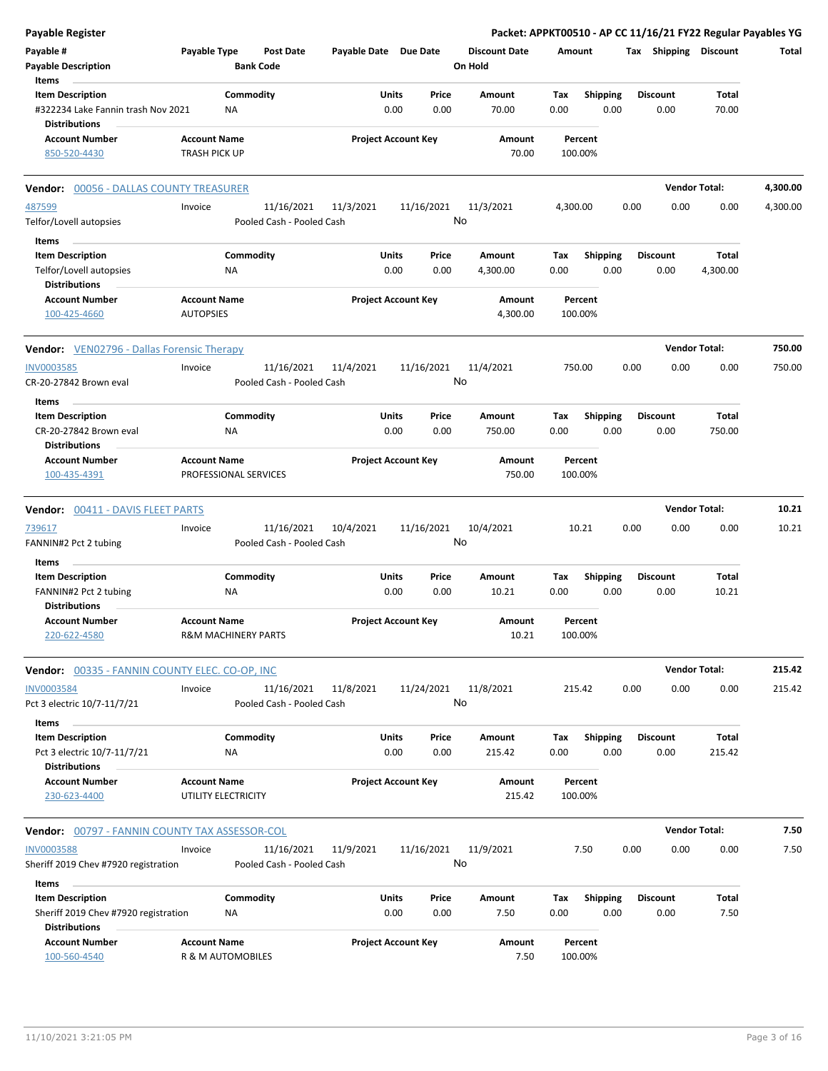**Payable Register** — Packet: APPKT00510 - AP CC 11/16/21 FY22 Regular Payables YG

| Payable # | Payable Type | Post Date | Payable Date | Due Date | Discount Date | Amount | Tax | Shipping | Discount | Total |
|---|---|---|---|---|---|---|---|---|---|---|
| Payable Description | | Bank Code | | | On Hold | | | | | |

**Items**

| Item Description | Commodity | Units | Price | Amount | Tax | Shipping | Discount | Total |
|---|---|---|---|---|---|---|---|---|
| #322234 Lake Fannin trash Nov 2021 | NA | 0.00 | 0.00 | 70.00 | 0.00 | 0.00 | 0.00 | 70.00 |

**Distributions**

| Account Number | Account Name | Project Account Key | Amount | Percent |
|---|---|---|---|---|
| 850-520-4430 | TRASH PICK UP | | 70.00 | 100.00% |

---

**Vendor: 00056 - DALLAS COUNTY TREASURER** — Vendor Total: 4,300.00

| Payable # | Payable Type | Post Date | Payable Date | Due Date | Discount Date | Amount | Tax | Shipping | Discount | Total |
|---|---|---|---|---|---|---|---|---|---|---|
| 487599 | Invoice | 11/16/2021 | 11/3/2021 | 11/16/2021 | 11/3/2021 | 4,300.00 | 0.00 | 0.00 | 0.00 | 4,300.00 |
| Telfor/Lovell autopsies | | Pooled Cash - Pooled Cash | | | No | | | | | |

**Items**

| Item Description | Commodity | Units | Price | Amount | Tax | Shipping | Discount | Total |
|---|---|---|---|---|---|---|---|---|
| Telfor/Lovell autopsies | NA | 0.00 | 0.00 | 4,300.00 | 0.00 | 0.00 | 0.00 | 4,300.00 |

**Distributions**

| Account Number | Account Name | Project Account Key | Amount | Percent |
|---|---|---|---|---|
| 100-425-4660 | AUTOPSIES | | 4,300.00 | 100.00% |

---

**Vendor: VEN02796 - Dallas Forensic Therapy** — Vendor Total: 750.00

| Payable # | Payable Type | Post Date | Payable Date | Due Date | Discount Date | Amount | Tax | Shipping | Discount | Total |
|---|---|---|---|---|---|---|---|---|---|---|
| INV0003585 | Invoice | 11/16/2021 | 11/4/2021 | 11/16/2021 | 11/4/2021 | 750.00 | 0.00 | 0.00 | 0.00 | 750.00 |
| CR-20-27842 Brown eval | | Pooled Cash - Pooled Cash | | | No | | | | | |

**Items**

| Item Description | Commodity | Units | Price | Amount | Tax | Shipping | Discount | Total |
|---|---|---|---|---|---|---|---|---|
| CR-20-27842 Brown eval | NA | 0.00 | 0.00 | 750.00 | 0.00 | 0.00 | 0.00 | 750.00 |

**Distributions**

| Account Number | Account Name | Project Account Key | Amount | Percent |
|---|---|---|---|---|
| 100-435-4391 | PROFESSIONAL SERVICES | | 750.00 | 100.00% |

---

**Vendor: 00411 - DAVIS FLEET PARTS** — Vendor Total: 10.21

| Payable # | Payable Type | Post Date | Payable Date | Due Date | Discount Date | Amount | Tax | Shipping | Discount | Total |
|---|---|---|---|---|---|---|---|---|---|---|
| 739617 | Invoice | 11/16/2021 | 10/4/2021 | 11/16/2021 | 10/4/2021 | 10.21 | 0.00 | 0.00 | 0.00 | 10.21 |
| FANNIN#2 Pct 2 tubing | | Pooled Cash - Pooled Cash | | | No | | | | | |

**Items**

| Item Description | Commodity | Units | Price | Amount | Tax | Shipping | Discount | Total |
|---|---|---|---|---|---|---|---|---|
| FANNIN#2 Pct 2 tubing | NA | 0.00 | 0.00 | 10.21 | 0.00 | 0.00 | 0.00 | 10.21 |

**Distributions**

| Account Number | Account Name | Project Account Key | Amount | Percent |
|---|---|---|---|---|
| 220-622-4580 | R&M MACHINERY PARTS | | 10.21 | 100.00% |

---

**Vendor: 00335 - FANNIN COUNTY ELEC. CO-OP, INC** — Vendor Total: 215.42

| Payable # | Payable Type | Post Date | Payable Date | Due Date | Discount Date | Amount | Tax | Shipping | Discount | Total |
|---|---|---|---|---|---|---|---|---|---|---|
| INV0003584 | Invoice | 11/16/2021 | 11/8/2021 | 11/24/2021 | 11/8/2021 | 215.42 | 0.00 | 0.00 | 0.00 | 215.42 |
| Pct 3 electric 10/7-11/7/21 | | Pooled Cash - Pooled Cash | | | No | | | | | |

**Items**

| Item Description | Commodity | Units | Price | Amount | Tax | Shipping | Discount | Total |
|---|---|---|---|---|---|---|---|---|
| Pct 3 electric 10/7-11/7/21 | NA | 0.00 | 0.00 | 215.42 | 0.00 | 0.00 | 0.00 | 215.42 |

**Distributions**

| Account Number | Account Name | Project Account Key | Amount | Percent |
|---|---|---|---|---|
| 230-623-4400 | UTILITY ELECTRICITY | | 215.42 | 100.00% |

---

**Vendor: 00797 - FANNIN COUNTY TAX ASSESSOR-COL** — Vendor Total: 7.50

| Payable # | Payable Type | Post Date | Payable Date | Due Date | Discount Date | Amount | Tax | Shipping | Discount | Total |
|---|---|---|---|---|---|---|---|---|---|---|
| INV0003588 | Invoice | 11/16/2021 | 11/9/2021 | 11/16/2021 | 11/9/2021 | 7.50 | 0.00 | 0.00 | 0.00 | 7.50 |
| Sheriff 2019 Chev #7920 registration | | Pooled Cash - Pooled Cash | | | No | | | | | |

**Items**

| Item Description | Commodity | Units | Price | Amount | Tax | Shipping | Discount | Total |
|---|---|---|---|---|---|---|---|---|
| Sheriff 2019 Chev #7920 registration | NA | 0.00 | 0.00 | 7.50 | 0.00 | 0.00 | 0.00 | 7.50 |

**Distributions**

| Account Number | Account Name | Project Account Key | Amount | Percent |
|---|---|---|---|---|
| 100-560-4540 | R & M AUTOMOBILES | | 7.50 | 100.00% |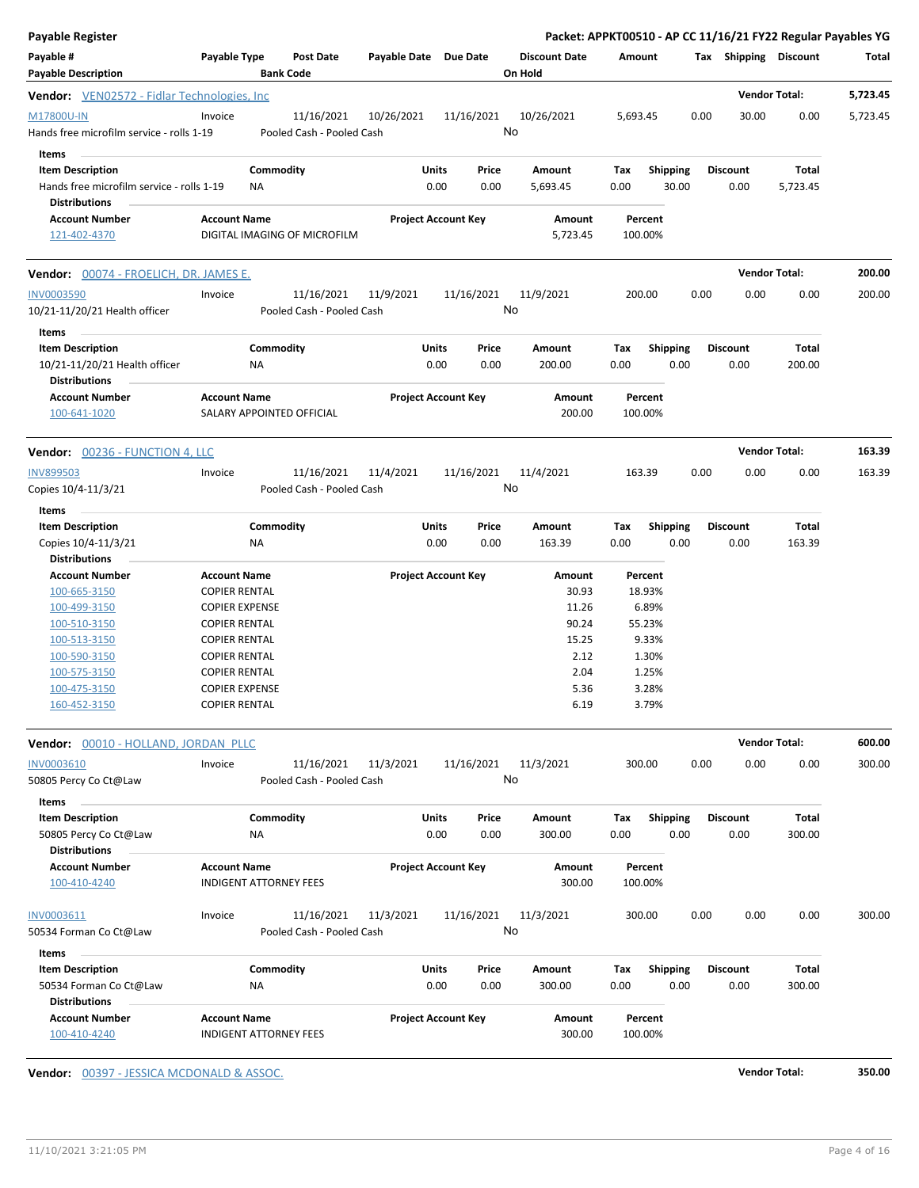**Payable Register** — Packet: APPKT00510 - AP CC 11/16/21 FY22 Regular Payables YG

| Payable # / Payable Description | Payable Type | Post Date / Bank Code | Payable Date | Due Date | Discount Date / On Hold | Amount | Tax | Shipping | Discount | Total |
|---|---|---|---|---|---|---|---|---|---|---|

**Vendor: VEN02572 - Fidlar Technologies, Inc** — Vendor Total: 5,723.45

| Payable # | Payable Type | Post Date | Payable Date | Due Date | Discount Date | Amount | Tax | Shipping | Discount | Total |
|---|---|---|---|---|---|---|---|---|---|---|
| M17800U-IN | Invoice | 11/16/2021 | 10/26/2021 | 11/16/2021 | 10/26/2021 | 5,693.45 | 0.00 | 30.00 | 0.00 | 5,723.45 |
| Hands free microfilm service - rolls 1-19 | | Pooled Cash - Pooled Cash | | | No | | | | | |

Items

| Item Description | Commodity | Units | Price | Amount | Tax | Shipping | Discount | Total |
|---|---|---|---|---|---|---|---|---|
| Hands free microfilm service - rolls 1-19 | NA | 0.00 | 0.00 | 5,693.45 | 0.00 | 30.00 | 0.00 | 5,723.45 |

Distributions

| Account Number | Account Name | Project Account Key | Amount | Percent |
|---|---|---|---|---|
| 121-402-4370 | DIGITAL IMAGING OF MICROFILM | | 5,723.45 | 100.00% |

**Vendor: 00074 - FROELICH, DR. JAMES E.** — Vendor Total: 200.00

| Payable # | Payable Type | Post Date | Payable Date | Due Date | Discount Date | Amount | Tax | Shipping | Discount | Total |
|---|---|---|---|---|---|---|---|---|---|---|
| INV0003590 | Invoice | 11/16/2021 | 11/9/2021 | 11/16/2021 | 11/9/2021 | 200.00 | 0.00 | 0.00 | 0.00 | 200.00 |
| 10/21-11/20/21 Health officer | | Pooled Cash - Pooled Cash | | | No | | | | | |

Items

| Item Description | Commodity | Units | Price | Amount | Tax | Shipping | Discount | Total |
|---|---|---|---|---|---|---|---|---|
| 10/21-11/20/21 Health officer | NA | 0.00 | 0.00 | 200.00 | 0.00 | 0.00 | 0.00 | 200.00 |

Distributions

| Account Number | Account Name | Project Account Key | Amount | Percent |
|---|---|---|---|---|
| 100-641-1020 | SALARY APPOINTED OFFICIAL | | 200.00 | 100.00% |

**Vendor: 00236 - FUNCTION 4, LLC** — Vendor Total: 163.39

| Payable # | Payable Type | Post Date | Payable Date | Due Date | Discount Date | Amount | Tax | Shipping | Discount | Total |
|---|---|---|---|---|---|---|---|---|---|---|
| INV899503 | Invoice | 11/16/2021 | 11/4/2021 | 11/16/2021 | 11/4/2021 | 163.39 | 0.00 | 0.00 | 0.00 | 163.39 |
| Copies 10/4-11/3/21 | | Pooled Cash - Pooled Cash | | | No | | | | | |

Items

| Item Description | Commodity | Units | Price | Amount | Tax | Shipping | Discount | Total |
|---|---|---|---|---|---|---|---|---|
| Copies 10/4-11/3/21 | NA | 0.00 | 0.00 | 163.39 | 0.00 | 0.00 | 0.00 | 163.39 |

Distributions

| Account Number | Account Name | Project Account Key | Amount | Percent |
|---|---|---|---|---|
| 100-665-3150 | COPIER RENTAL | | 30.93 | 18.93% |
| 100-499-3150 | COPIER EXPENSE | | 11.26 | 6.89% |
| 100-510-3150 | COPIER RENTAL | | 90.24 | 55.23% |
| 100-513-3150 | COPIER RENTAL | | 15.25 | 9.33% |
| 100-590-3150 | COPIER RENTAL | | 2.12 | 1.30% |
| 100-575-3150 | COPIER RENTAL | | 2.04 | 1.25% |
| 100-475-3150 | COPIER EXPENSE | | 5.36 | 3.28% |
| 160-452-3150 | COPIER RENTAL | | 6.19 | 3.79% |

**Vendor: 00010 - HOLLAND, JORDAN PLLC** — Vendor Total: 600.00

| Payable # | Payable Type | Post Date | Payable Date | Due Date | Discount Date | Amount | Tax | Shipping | Discount | Total |
|---|---|---|---|---|---|---|---|---|---|---|
| INV0003610 | Invoice | 11/16/2021 | 11/3/2021 | 11/16/2021 | 11/3/2021 | 300.00 | 0.00 | 0.00 | 0.00 | 300.00 |
| 50805 Percy Co Ct@Law | | Pooled Cash - Pooled Cash | | | No | | | | | |

Items

| Item Description | Commodity | Units | Price | Amount | Tax | Shipping | Discount | Total |
|---|---|---|---|---|---|---|---|---|
| 50805 Percy Co Ct@Law | NA | 0.00 | 0.00 | 300.00 | 0.00 | 0.00 | 0.00 | 300.00 |

Distributions

| Account Number | Account Name | Project Account Key | Amount | Percent |
|---|---|---|---|---|
| 100-410-4240 | INDIGENT ATTORNEY FEES | | 300.00 | 100.00% |

| Payable # | Payable Type | Post Date | Payable Date | Due Date | Discount Date | Amount | Tax | Shipping | Discount | Total |
|---|---|---|---|---|---|---|---|---|---|---|
| INV0003611 | Invoice | 11/16/2021 | 11/3/2021 | 11/16/2021 | 11/3/2021 | 300.00 | 0.00 | 0.00 | 0.00 | 300.00 |
| 50534 Forman Co Ct@Law | | Pooled Cash - Pooled Cash | | | No | | | | | |

Items

| Item Description | Commodity | Units | Price | Amount | Tax | Shipping | Discount | Total |
|---|---|---|---|---|---|---|---|---|
| 50534 Forman Co Ct@Law | NA | 0.00 | 0.00 | 300.00 | 0.00 | 0.00 | 0.00 | 300.00 |

Distributions

| Account Number | Account Name | Project Account Key | Amount | Percent |
|---|---|---|---|---|
| 100-410-4240 | INDIGENT ATTORNEY FEES | | 300.00 | 100.00% |

**Vendor: 00397 - JESSICA MCDONALD & ASSOC.** — Vendor Total: 350.00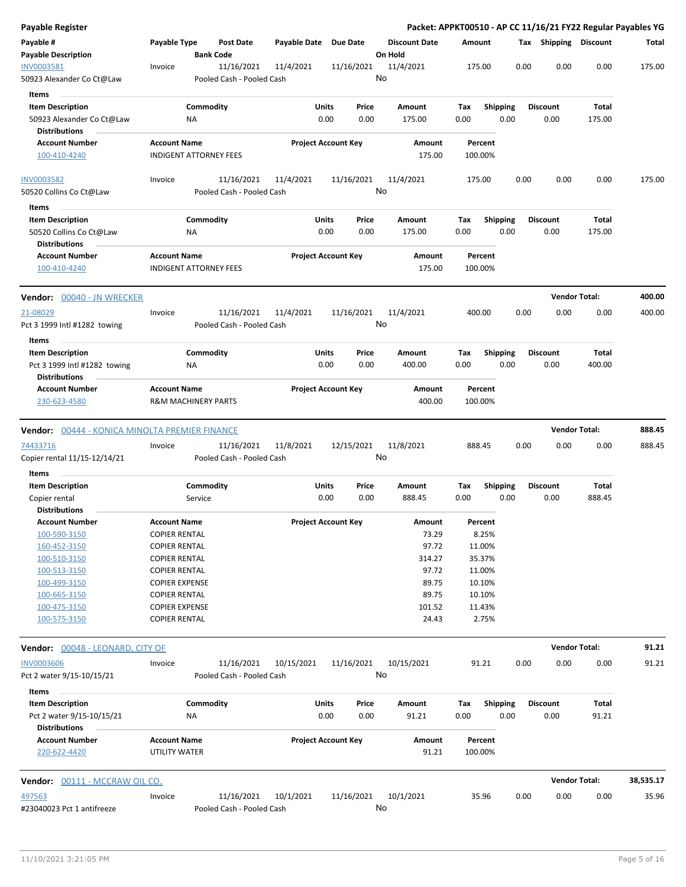**Payable Register** — **Packet: APPKT00510 - AP CC 11/16/21 FY22 Regular Payables YG**

| Payable # / Payable Description | Payable Type | Post Date / Bank Code | Payable Date | Due Date | Discount Date / On Hold | Amount | Tax | Shipping | Discount | Total |
|---|---|---|---|---|---|---|---|---|---|---|
| INV0003581 | Invoice | 11/16/2021 | 11/4/2021 | 11/16/2021 | 11/4/2021 | 175.00 | 0.00 | 0.00 | 0.00 | 175.00 |
| 50923 Alexander Co Ct@Law | | Pooled Cash - Pooled Cash | | | No | | | | | |

**Items**

| Item Description | Commodity | Units | Price | Amount | Tax | Shipping | Discount | Total |
|---|---|---|---|---|---|---|---|---|
| 50923 Alexander Co Ct@Law | NA | 0.00 | 0.00 | 175.00 | 0.00 | 0.00 | 0.00 | 175.00 |

**Distributions**

| Account Number | Account Name | Project Account Key | Amount | Percent |
|---|---|---|---|---|
| 100-410-4240 | INDIGENT ATTORNEY FEES | | 175.00 | 100.00% |

| Payable # / Payable Description | Payable Type | Post Date / Bank Code | Payable Date | Due Date | Discount Date / On Hold | Amount | Tax | Shipping | Discount | Total |
|---|---|---|---|---|---|---|---|---|---|---|
| INV0003582 | Invoice | 11/16/2021 | 11/4/2021 | 11/16/2021 | 11/4/2021 | 175.00 | 0.00 | 0.00 | 0.00 | 175.00 |
| 50520 Collins Co Ct@Law | | Pooled Cash - Pooled Cash | | | No | | | | | |

**Items**

| Item Description | Commodity | Units | Price | Amount | Tax | Shipping | Discount | Total |
|---|---|---|---|---|---|---|---|---|
| 50520 Collins Co Ct@Law | NA | 0.00 | 0.00 | 175.00 | 0.00 | 0.00 | 0.00 | 175.00 |

**Distributions**

| Account Number | Account Name | Project Account Key | Amount | Percent |
|---|---|---|---|---|
| 100-410-4240 | INDIGENT ATTORNEY FEES | | 175.00 | 100.00% |

**Vendor: 00040 - JN WRECKER** — **Vendor Total: 400.00**

| Payable # / Payable Description | Payable Type | Post Date / Bank Code | Payable Date | Due Date | Discount Date / On Hold | Amount | Tax | Shipping | Discount | Total |
|---|---|---|---|---|---|---|---|---|---|---|
| 21-08029 | Invoice | 11/16/2021 | 11/4/2021 | 11/16/2021 | 11/4/2021 | 400.00 | 0.00 | 0.00 | 0.00 | 400.00 |
| Pct 3 1999 Intl #1282 towing | | Pooled Cash - Pooled Cash | | | No | | | | | |

**Items**

| Item Description | Commodity | Units | Price | Amount | Tax | Shipping | Discount | Total |
|---|---|---|---|---|---|---|---|---|
| Pct 3 1999 Intl #1282 towing | NA | 0.00 | 0.00 | 400.00 | 0.00 | 0.00 | 0.00 | 400.00 |

**Distributions**

| Account Number | Account Name | Project Account Key | Amount | Percent |
|---|---|---|---|---|
| 230-623-4580 | R&M MACHINERY PARTS | | 400.00 | 100.00% |

**Vendor: 00444 - KONICA MINOLTA PREMIER FINANCE** — **Vendor Total: 888.45**

| Payable # / Payable Description | Payable Type | Post Date / Bank Code | Payable Date | Due Date | Discount Date / On Hold | Amount | Tax | Shipping | Discount | Total |
|---|---|---|---|---|---|---|---|---|---|---|
| 74433716 | Invoice | 11/16/2021 | 11/8/2021 | 12/15/2021 | 11/8/2021 | 888.45 | 0.00 | 0.00 | 0.00 | 888.45 |
| Copier rental 11/15-12/14/21 | | Pooled Cash - Pooled Cash | | | No | | | | | |

**Items**

| Item Description | Commodity | Units | Price | Amount | Tax | Shipping | Discount | Total |
|---|---|---|---|---|---|---|---|---|
| Copier rental | Service | 0.00 | 0.00 | 888.45 | 0.00 | 0.00 | 0.00 | 888.45 |

**Distributions**

| Account Number | Account Name | Project Account Key | Amount | Percent |
|---|---|---|---|---|
| 100-590-3150 | COPIER RENTAL | | 73.29 | 8.25% |
| 160-452-3150 | COPIER RENTAL | | 97.72 | 11.00% |
| 100-510-3150 | COPIER RENTAL | | 314.27 | 35.37% |
| 100-513-3150 | COPIER RENTAL | | 97.72 | 11.00% |
| 100-499-3150 | COPIER EXPENSE | | 89.75 | 10.10% |
| 100-665-3150 | COPIER RENTAL | | 89.75 | 10.10% |
| 100-475-3150 | COPIER EXPENSE | | 101.52 | 11.43% |
| 100-575-3150 | COPIER RENTAL | | 24.43 | 2.75% |

**Vendor: 00048 - LEONARD, CITY OF** — **Vendor Total: 91.21**

| Payable # / Payable Description | Payable Type | Post Date / Bank Code | Payable Date | Due Date | Discount Date / On Hold | Amount | Tax | Shipping | Discount | Total |
|---|---|---|---|---|---|---|---|---|---|---|
| INV0003606 | Invoice | 11/16/2021 | 10/15/2021 | 11/16/2021 | 10/15/2021 | 91.21 | 0.00 | 0.00 | 0.00 | 91.21 |
| Pct 2 water 9/15-10/15/21 | | Pooled Cash - Pooled Cash | | | No | | | | | |

**Items**

| Item Description | Commodity | Units | Price | Amount | Tax | Shipping | Discount | Total |
|---|---|---|---|---|---|---|---|---|
| Pct 2 water 9/15-10/15/21 | NA | 0.00 | 0.00 | 91.21 | 0.00 | 0.00 | 0.00 | 91.21 |

**Distributions**

| Account Number | Account Name | Project Account Key | Amount | Percent |
|---|---|---|---|---|
| 220-622-4420 | UTILITY WATER | | 91.21 | 100.00% |

**Vendor: 00111 - MCCRAW OIL CO.** — **Vendor Total: 38,535.17**

| Payable # / Payable Description | Payable Type | Post Date / Bank Code | Payable Date | Due Date | Discount Date / On Hold | Amount | Tax | Shipping | Discount | Total |
|---|---|---|---|---|---|---|---|---|---|---|
| 497563 | Invoice | 11/16/2021 | 10/1/2021 | 11/16/2021 | 10/1/2021 | 35.96 | 0.00 | 0.00 | 0.00 | 35.96 |
| #23040023 Pct 1 antifreeze | | Pooled Cash - Pooled Cash | | | No | | | | | |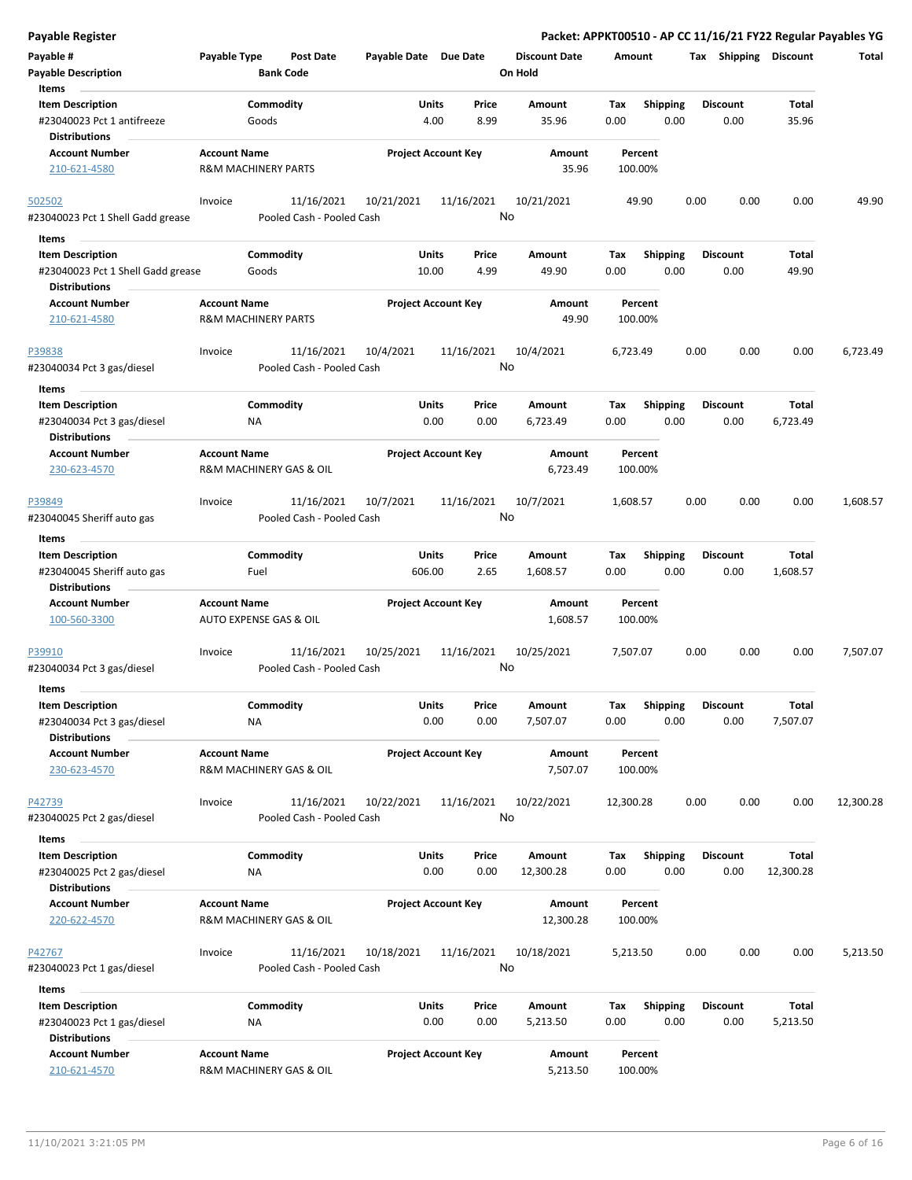**Payable Register** — **Packet: APPKT00510 - AP CC 11/16/21 FY22 Regular Payables YG**

| Payable # | Payable Type | Post Date | Payable Date | Due Date | Discount Date | Amount | Tax | Shipping | Discount | Total |
|---|---|---|---|---|---|---|---|---|---|---|
| Payable Description | | Bank Code | | | On Hold | | | | | |

**Items**

| Item Description | Commodity | Units | Price | Amount | Tax | Shipping | Discount | Total |
|---|---|---|---|---|---|---|---|---|
| #23040023 Pct 1 antifreeze | Goods | 4.00 | 8.99 | 35.96 | 0.00 | 0.00 | 0.00 | 35.96 |

**Distributions**

| Account Number | Account Name | Project Account Key | Amount | Percent |
|---|---|---|---|---|
| 210-621-4580 | R&M MACHINERY PARTS | | 35.96 | 100.00% |

| Payable # | Payable Type | Post Date | Payable Date | Due Date | Discount Date | Amount | Tax | Shipping | Discount | Total |
|---|---|---|---|---|---|---|---|---|---|---|
| 502502 | Invoice | 11/16/2021 | 10/21/2021 | 11/16/2021 | 10/21/2021 | 49.90 | 0.00 | 0.00 | 0.00 | 49.90 |
| #23040023 Pct 1 Shell Gadd grease | | Pooled Cash - Pooled Cash | | | No | | | | | |

**Items**

| Item Description | Commodity | Units | Price | Amount | Tax | Shipping | Discount | Total |
|---|---|---|---|---|---|---|---|---|
| #23040023 Pct 1 Shell Gadd grease | Goods | 10.00 | 4.99 | 49.90 | 0.00 | 0.00 | 0.00 | 49.90 |

**Distributions**

| Account Number | Account Name | Project Account Key | Amount | Percent |
|---|---|---|---|---|
| 210-621-4580 | R&M MACHINERY PARTS | | 49.90 | 100.00% |

| Payable # | Payable Type | Post Date | Payable Date | Due Date | Discount Date | Amount | Tax | Shipping | Discount | Total |
|---|---|---|---|---|---|---|---|---|---|---|
| P39838 | Invoice | 11/16/2021 | 10/4/2021 | 11/16/2021 | 10/4/2021 | 6,723.49 | 0.00 | 0.00 | 0.00 | 6,723.49 |
| #23040034 Pct 3 gas/diesel | | Pooled Cash - Pooled Cash | | | No | | | | | |

**Items**

| Item Description | Commodity | Units | Price | Amount | Tax | Shipping | Discount | Total |
|---|---|---|---|---|---|---|---|---|
| #23040034 Pct 3 gas/diesel | NA | 0.00 | 0.00 | 6,723.49 | 0.00 | 0.00 | 0.00 | 6,723.49 |

**Distributions**

| Account Number | Account Name | Project Account Key | Amount | Percent |
|---|---|---|---|---|
| 230-623-4570 | R&M MACHINERY GAS & OIL | | 6,723.49 | 100.00% |

| Payable # | Payable Type | Post Date | Payable Date | Due Date | Discount Date | Amount | Tax | Shipping | Discount | Total |
|---|---|---|---|---|---|---|---|---|---|---|
| P39849 | Invoice | 11/16/2021 | 10/7/2021 | 11/16/2021 | 10/7/2021 | 1,608.57 | 0.00 | 0.00 | 0.00 | 1,608.57 |
| #23040045 Sheriff auto gas | | Pooled Cash - Pooled Cash | | | No | | | | | |

**Items**

| Item Description | Commodity | Units | Price | Amount | Tax | Shipping | Discount | Total |
|---|---|---|---|---|---|---|---|---|
| #23040045 Sheriff auto gas | Fuel | 606.00 | 2.65 | 1,608.57 | 0.00 | 0.00 | 0.00 | 1,608.57 |

**Distributions**

| Account Number | Account Name | Project Account Key | Amount | Percent |
|---|---|---|---|---|
| 100-560-3300 | AUTO EXPENSE GAS & OIL | | 1,608.57 | 100.00% |

| Payable # | Payable Type | Post Date | Payable Date | Due Date | Discount Date | Amount | Tax | Shipping | Discount | Total |
|---|---|---|---|---|---|---|---|---|---|---|
| P39910 | Invoice | 11/16/2021 | 10/25/2021 | 11/16/2021 | 10/25/2021 | 7,507.07 | 0.00 | 0.00 | 0.00 | 7,507.07 |
| #23040034 Pct 3 gas/diesel | | Pooled Cash - Pooled Cash | | | No | | | | | |

**Items**

| Item Description | Commodity | Units | Price | Amount | Tax | Shipping | Discount | Total |
|---|---|---|---|---|---|---|---|---|
| #23040034 Pct 3 gas/diesel | NA | 0.00 | 0.00 | 7,507.07 | 0.00 | 0.00 | 0.00 | 7,507.07 |

**Distributions**

| Account Number | Account Name | Project Account Key | Amount | Percent |
|---|---|---|---|---|
| 230-623-4570 | R&M MACHINERY GAS & OIL | | 7,507.07 | 100.00% |

| Payable # | Payable Type | Post Date | Payable Date | Due Date | Discount Date | Amount | Tax | Shipping | Discount | Total |
|---|---|---|---|---|---|---|---|---|---|---|
| P42739 | Invoice | 11/16/2021 | 10/22/2021 | 11/16/2021 | 10/22/2021 | 12,300.28 | 0.00 | 0.00 | 0.00 | 12,300.28 |
| #23040025 Pct 2 gas/diesel | | Pooled Cash - Pooled Cash | | | No | | | | | |

**Items**

| Item Description | Commodity | Units | Price | Amount | Tax | Shipping | Discount | Total |
|---|---|---|---|---|---|---|---|---|
| #23040025 Pct 2 gas/diesel | NA | 0.00 | 0.00 | 12,300.28 | 0.00 | 0.00 | 0.00 | 12,300.28 |

**Distributions**

| Account Number | Account Name | Project Account Key | Amount | Percent |
|---|---|---|---|---|
| 220-622-4570 | R&M MACHINERY GAS & OIL | | 12,300.28 | 100.00% |

| Payable # | Payable Type | Post Date | Payable Date | Due Date | Discount Date | Amount | Tax | Shipping | Discount | Total |
|---|---|---|---|---|---|---|---|---|---|---|
| P42767 | Invoice | 11/16/2021 | 10/18/2021 | 11/16/2021 | 10/18/2021 | 5,213.50 | 0.00 | 0.00 | 0.00 | 5,213.50 |
| #23040023 Pct 1 gas/diesel | | Pooled Cash - Pooled Cash | | | No | | | | | |

**Items**

| Item Description | Commodity | Units | Price | Amount | Tax | Shipping | Discount | Total |
|---|---|---|---|---|---|---|---|---|
| #23040023 Pct 1 gas/diesel | NA | 0.00 | 0.00 | 5,213.50 | 0.00 | 0.00 | 0.00 | 5,213.50 |

**Distributions**

| Account Number | Account Name | Project Account Key | Amount | Percent |
|---|---|---|---|---|
| 210-621-4570 | R&M MACHINERY GAS & OIL | | 5,213.50 | 100.00% |

11/10/2021 3:21:05 PM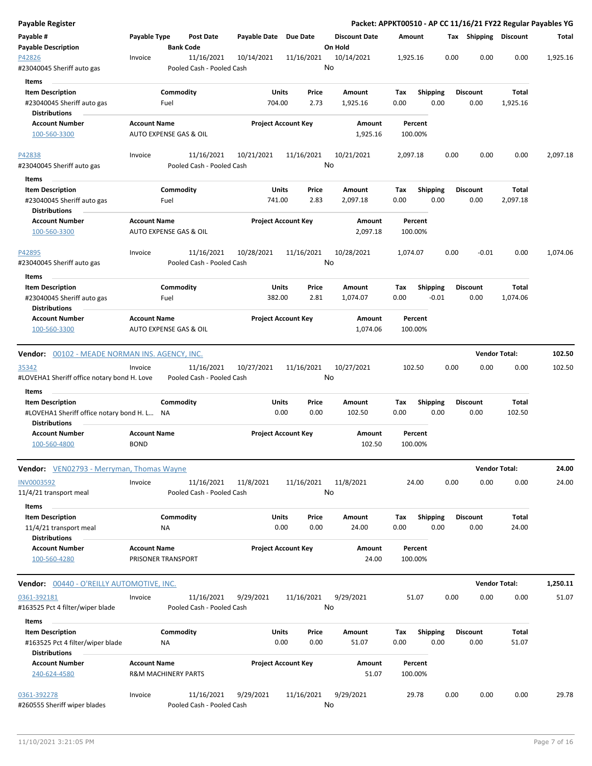# Payable Register

**Packet: APPKT00510 - AP CC 11/16/21 FY22 Regular Payables YG**

| Payable # / Payable Description | Payable Type | Post Date / Bank Code | Payable Date | Due Date | Discount Date / On Hold | Amount | Tax | Shipping | Discount | Total |
|---|---|---|---|---|---|---|---|---|---|---|
| P42826 | Invoice | 11/16/2021 | 10/14/2021 | 11/16/2021 | 10/14/2021 | 1,925.16 | 0.00 | 0.00 | 0.00 | 1,925.16 |
| #23040045 Sheriff auto gas | | Pooled Cash - Pooled Cash | | | No | | | | | |

**Items**

| Item Description | Commodity | Units | Price | Amount | Tax | Shipping | Discount | Total |
|---|---|---|---|---|---|---|---|---|
| #23040045 Sheriff auto gas | Fuel | 704.00 | 2.73 | 1,925.16 | 0.00 | 0.00 | 0.00 | 1,925.16 |

**Distributions**

| Account Number | Account Name | Project Account Key | Amount | Percent |
|---|---|---|---|---|
| 100-560-3300 | AUTO EXPENSE GAS & OIL | | 1,925.16 | 100.00% |

| Payable # / Payable Description | Payable Type | Post Date / Bank Code | Payable Date | Due Date | Discount Date / On Hold | Amount | Tax | Shipping | Discount | Total |
|---|---|---|---|---|---|---|---|---|---|---|
| P42838 | Invoice | 11/16/2021 | 10/21/2021 | 11/16/2021 | 10/21/2021 | 2,097.18 | 0.00 | 0.00 | 0.00 | 2,097.18 |
| #23040045 Sheriff auto gas | | Pooled Cash - Pooled Cash | | | No | | | | | |

**Items**

| Item Description | Commodity | Units | Price | Amount | Tax | Shipping | Discount | Total |
|---|---|---|---|---|---|---|---|---|
| #23040045 Sheriff auto gas | Fuel | 741.00 | 2.83 | 2,097.18 | 0.00 | 0.00 | 0.00 | 2,097.18 |

**Distributions**

| Account Number | Account Name | Project Account Key | Amount | Percent |
|---|---|---|---|---|
| 100-560-3300 | AUTO EXPENSE GAS & OIL | | 2,097.18 | 100.00% |

| Payable # / Payable Description | Payable Type | Post Date / Bank Code | Payable Date | Due Date | Discount Date / On Hold | Amount | Tax | Shipping | Discount | Total |
|---|---|---|---|---|---|---|---|---|---|---|
| P42895 | Invoice | 11/16/2021 | 10/28/2021 | 11/16/2021 | 10/28/2021 | 1,074.07 | 0.00 | -0.01 | 0.00 | 1,074.06 |
| #23040045 Sheriff auto gas | | Pooled Cash - Pooled Cash | | | No | | | | | |

**Items**

| Item Description | Commodity | Units | Price | Amount | Tax | Shipping | Discount | Total |
|---|---|---|---|---|---|---|---|---|
| #23040045 Sheriff auto gas | Fuel | 382.00 | 2.81 | 1,074.07 | 0.00 | -0.01 | 0.00 | 1,074.06 |

**Distributions**

| Account Number | Account Name | Project Account Key | Amount | Percent |
|---|---|---|---|---|
| 100-560-3300 | AUTO EXPENSE GAS & OIL | | 1,074.06 | 100.00% |

## Vendor: 00102 - MEADE NORMAN INS. AGENCY, INC. — Vendor Total: 102.50

| Payable # / Payable Description | Payable Type | Post Date / Bank Code | Payable Date | Due Date | Discount Date / On Hold | Amount | Tax | Shipping | Discount | Total |
|---|---|---|---|---|---|---|---|---|---|---|
| 35342 | Invoice | 11/16/2021 | 10/27/2021 | 11/16/2021 | 10/27/2021 | 102.50 | 0.00 | 0.00 | 0.00 | 102.50 |
| #LOVEHA1 Sheriff office notary bond H. Love | | Pooled Cash - Pooled Cash | | | No | | | | | |

**Items**

| Item Description | Commodity | Units | Price | Amount | Tax | Shipping | Discount | Total |
|---|---|---|---|---|---|---|---|---|
| #LOVEHA1 Sheriff office notary bond H. L... | NA | 0.00 | 0.00 | 102.50 | 0.00 | 0.00 | 0.00 | 102.50 |

**Distributions**

| Account Number | Account Name | Project Account Key | Amount | Percent |
|---|---|---|---|---|
| 100-560-4800 | BOND | | 102.50 | 100.00% |

## Vendor: VEN02793 - Merryman, Thomas Wayne — Vendor Total: 24.00

| Payable # / Payable Description | Payable Type | Post Date / Bank Code | Payable Date | Due Date | Discount Date / On Hold | Amount | Tax | Shipping | Discount | Total |
|---|---|---|---|---|---|---|---|---|---|---|
| INV0003592 | Invoice | 11/16/2021 | 11/8/2021 | 11/16/2021 | 11/8/2021 | 24.00 | 0.00 | 0.00 | 0.00 | 24.00 |
| 11/4/21 transport meal | | Pooled Cash - Pooled Cash | | | No | | | | | |

**Items**

| Item Description | Commodity | Units | Price | Amount | Tax | Shipping | Discount | Total |
|---|---|---|---|---|---|---|---|---|
| 11/4/21 transport meal | NA | 0.00 | 0.00 | 24.00 | 0.00 | 0.00 | 0.00 | 24.00 |

**Distributions**

| Account Number | Account Name | Project Account Key | Amount | Percent |
|---|---|---|---|---|
| 100-560-4280 | PRISONER TRANSPORT | | 24.00 | 100.00% |

## Vendor: 00440 - O'REILLY AUTOMOTIVE, INC. — Vendor Total: 1,250.11

| Payable # / Payable Description | Payable Type | Post Date / Bank Code | Payable Date | Due Date | Discount Date / On Hold | Amount | Tax | Shipping | Discount | Total |
|---|---|---|---|---|---|---|---|---|---|---|
| 0361-392181 | Invoice | 11/16/2021 | 9/29/2021 | 11/16/2021 | 9/29/2021 | 51.07 | 0.00 | 0.00 | 0.00 | 51.07 |
| #163525 Pct 4 filter/wiper blade | | Pooled Cash - Pooled Cash | | | No | | | | | |

**Items**

| Item Description | Commodity | Units | Price | Amount | Tax | Shipping | Discount | Total |
|---|---|---|---|---|---|---|---|---|
| #163525 Pct 4 filter/wiper blade | NA | 0.00 | 0.00 | 51.07 | 0.00 | 0.00 | 0.00 | 51.07 |

**Distributions**

| Account Number | Account Name | Project Account Key | Amount | Percent |
|---|---|---|---|---|
| 240-624-4580 | R&M MACHINERY PARTS | | 51.07 | 100.00% |

| Payable # / Payable Description | Payable Type | Post Date / Bank Code | Payable Date | Due Date | Discount Date / On Hold | Amount | Tax | Shipping | Discount | Total |
|---|---|---|---|---|---|---|---|---|---|---|
| 0361-392278 | Invoice | 11/16/2021 | 9/29/2021 | 11/16/2021 | 9/29/2021 | 29.78 | 0.00 | 0.00 | 0.00 | 29.78 |
| #260555 Sheriff wiper blades | | Pooled Cash - Pooled Cash | | | No | | | | | |

11/10/2021 3:21:05 PM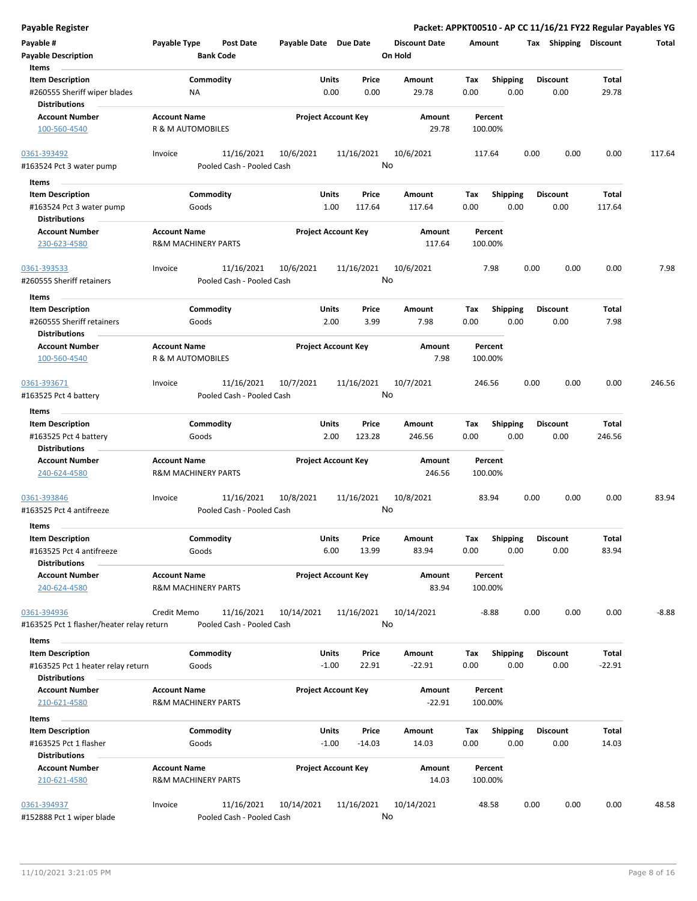## Payable Register

**Packet: APPKT00510 - AP CC 11/16/21 FY22 Regular Payables YG**

| Payable # | Payable Type | Post Date | Payable Date | Due Date | Discount Date | Amount | Tax | Shipping | Discount | Total |
|---|---|---|---|---|---|---|---|---|---|---|
| Payable Description | | Bank Code | | | On Hold | | | | | |

**Items**

| Item Description | Commodity | Units | Price | Amount | Tax | Shipping | Discount | Total |
|---|---|---|---|---|---|---|---|---|
| #260555 Sheriff wiper blades | NA | 0.00 | 0.00 | 29.78 | 0.00 | 0.00 | 0.00 | 29.78 |

**Distributions**

| Account Number | Account Name | Project Account Key | Amount | Percent |
|---|---|---|---|---|
| 100-560-4540 | R & M AUTOMOBILES | | 29.78 | 100.00% |

---

| Payable # | Payable Type | Post Date | Payable Date | Due Date | Discount Date | Amount | Tax | Shipping | Discount | Total |
|---|---|---|---|---|---|---|---|---|---|---|
| 0361-393492 | Invoice | 11/16/2021 | 10/6/2021 | 11/16/2021 | 10/6/2021 | 117.64 | 0.00 | 0.00 | 0.00 | 117.64 |
| #163524 Pct 3 water pump | | Pooled Cash - Pooled Cash | | | No | | | | | |

**Items**

| Item Description | Commodity | Units | Price | Amount | Tax | Shipping | Discount | Total |
|---|---|---|---|---|---|---|---|---|
| #163524 Pct 3 water pump | Goods | 1.00 | 117.64 | 117.64 | 0.00 | 0.00 | 0.00 | 117.64 |

**Distributions**

| Account Number | Account Name | Project Account Key | Amount | Percent |
|---|---|---|---|---|
| 230-623-4580 | R&M MACHINERY PARTS | | 117.64 | 100.00% |

---

| Payable # | Payable Type | Post Date | Payable Date | Due Date | Discount Date | Amount | Tax | Shipping | Discount | Total |
|---|---|---|---|---|---|---|---|---|---|---|
| 0361-393533 | Invoice | 11/16/2021 | 10/6/2021 | 11/16/2021 | 10/6/2021 | 7.98 | 0.00 | 0.00 | 0.00 | 7.98 |
| #260555 Sheriff retainers | | Pooled Cash - Pooled Cash | | | No | | | | | |

**Items**

| Item Description | Commodity | Units | Price | Amount | Tax | Shipping | Discount | Total |
|---|---|---|---|---|---|---|---|---|
| #260555 Sheriff retainers | Goods | 2.00 | 3.99 | 7.98 | 0.00 | 0.00 | 0.00 | 7.98 |

**Distributions**

| Account Number | Account Name | Project Account Key | Amount | Percent |
|---|---|---|---|---|
| 100-560-4540 | R & M AUTOMOBILES | | 7.98 | 100.00% |

---

| Payable # | Payable Type | Post Date | Payable Date | Due Date | Discount Date | Amount | Tax | Shipping | Discount | Total |
|---|---|---|---|---|---|---|---|---|---|---|
| 0361-393671 | Invoice | 11/16/2021 | 10/7/2021 | 11/16/2021 | 10/7/2021 | 246.56 | 0.00 | 0.00 | 0.00 | 246.56 |
| #163525 Pct 4 battery | | Pooled Cash - Pooled Cash | | | No | | | | | |

**Items**

| Item Description | Commodity | Units | Price | Amount | Tax | Shipping | Discount | Total |
|---|---|---|---|---|---|---|---|---|
| #163525 Pct 4 battery | Goods | 2.00 | 123.28 | 246.56 | 0.00 | 0.00 | 0.00 | 246.56 |

**Distributions**

| Account Number | Account Name | Project Account Key | Amount | Percent |
|---|---|---|---|---|
| 240-624-4580 | R&M MACHINERY PARTS | | 246.56 | 100.00% |

---

| Payable # | Payable Type | Post Date | Payable Date | Due Date | Discount Date | Amount | Tax | Shipping | Discount | Total |
|---|---|---|---|---|---|---|---|---|---|---|
| 0361-393846 | Invoice | 11/16/2021 | 10/8/2021 | 11/16/2021 | 10/8/2021 | 83.94 | 0.00 | 0.00 | 0.00 | 83.94 |
| #163525 Pct 4 antifreeze | | Pooled Cash - Pooled Cash | | | No | | | | | |

**Items**

| Item Description | Commodity | Units | Price | Amount | Tax | Shipping | Discount | Total |
|---|---|---|---|---|---|---|---|---|
| #163525 Pct 4 antifreeze | Goods | 6.00 | 13.99 | 83.94 | 0.00 | 0.00 | 0.00 | 83.94 |

**Distributions**

| Account Number | Account Name | Project Account Key | Amount | Percent |
|---|---|---|---|---|
| 240-624-4580 | R&M MACHINERY PARTS | | 83.94 | 100.00% |

---

| Payable # | Payable Type | Post Date | Payable Date | Due Date | Discount Date | Amount | Tax | Shipping | Discount | Total |
|---|---|---|---|---|---|---|---|---|---|---|
| 0361-394936 | Credit Memo | 11/16/2021 | 10/14/2021 | 11/16/2021 | 10/14/2021 | -8.88 | 0.00 | 0.00 | 0.00 | -8.88 |
| #163525 Pct 1 flasher/heater relay return | | Pooled Cash - Pooled Cash | | | No | | | | | |

**Items**

| Item Description | Commodity | Units | Price | Amount | Tax | Shipping | Discount | Total |
|---|---|---|---|---|---|---|---|---|
| #163525 Pct 1 heater relay return | Goods | -1.00 | 22.91 | -22.91 | 0.00 | 0.00 | 0.00 | -22.91 |

**Distributions**

| Account Number | Account Name | Project Account Key | Amount | Percent |
|---|---|---|---|---|
| 210-621-4580 | R&M MACHINERY PARTS | | -22.91 | 100.00% |

**Items**

| Item Description | Commodity | Units | Price | Amount | Tax | Shipping | Discount | Total |
|---|---|---|---|---|---|---|---|---|
| #163525 Pct 1 flasher | Goods | -1.00 | -14.03 | 14.03 | 0.00 | 0.00 | 0.00 | 14.03 |

**Distributions**

| Account Number | Account Name | Project Account Key | Amount | Percent |
|---|---|---|---|---|
| 210-621-4580 | R&M MACHINERY PARTS | | 14.03 | 100.00% |

---

| Payable # | Payable Type | Post Date | Payable Date | Due Date | Discount Date | Amount | Tax | Shipping | Discount | Total |
|---|---|---|---|---|---|---|---|---|---|---|
| 0361-394937 | Invoice | 11/16/2021 | 10/14/2021 | 11/16/2021 | 10/14/2021 | 48.58 | 0.00 | 0.00 | 0.00 | 48.58 |
| #152888 Pct 1 wiper blade | | Pooled Cash - Pooled Cash | | | No | | | | | |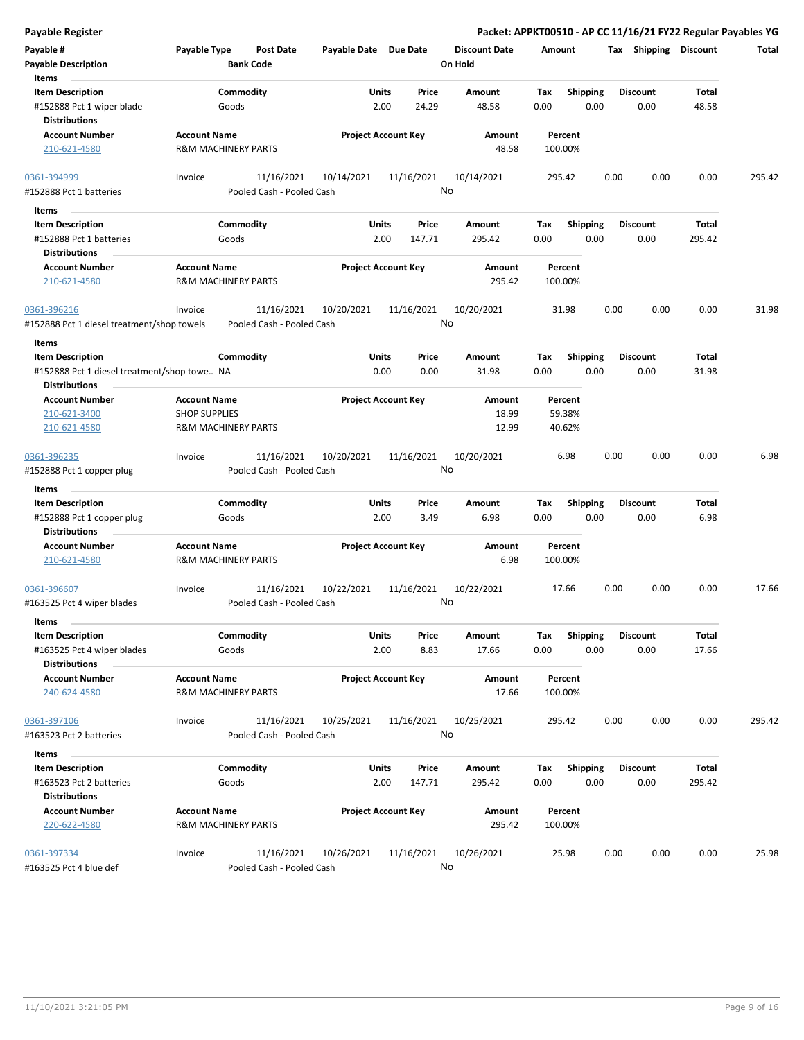**Payable Register** — **Packet: APPKT00510 - AP CC 11/16/21 FY22 Regular Payables YG**

| Payable # | Payable Type | Post Date | Payable Date | Due Date | Discount Date | Amount | Tax | Shipping | Discount | Total |
|---|---|---|---|---|---|---|---|---|---|---|
| **Payable Description** | | **Bank Code** | | | **On Hold** | | | | | |

**Items**

| Item Description | Commodity | Units | Price | Amount | Tax | Shipping | Discount | Total |
|---|---|---|---|---|---|---|---|---|
| #152888 Pct 1 wiper blade | Goods | 2.00 | 24.29 | 48.58 | 0.00 | 0.00 | 0.00 | 48.58 |

**Distributions**

| Account Number | Account Name | Project Account Key | Amount | Percent |
|---|---|---|---|---|
| 210-621-4580 | R&M MACHINERY PARTS | | 48.58 | 100.00% |

---

| Payable # | Payable Type | Post Date | Payable Date | Due Date | Discount Date | Amount | Tax | Shipping | Discount | Total |
|---|---|---|---|---|---|---|---|---|---|---|
| 0361-394999 | Invoice | 11/16/2021 | 10/14/2021 | 11/16/2021 | 10/14/2021 | 295.42 | 0.00 | 0.00 | 0.00 | 295.42 |
| #152888 Pct 1 batteries | | Pooled Cash - Pooled Cash | | | No | | | | | |

**Items**

| Item Description | Commodity | Units | Price | Amount | Tax | Shipping | Discount | Total |
|---|---|---|---|---|---|---|---|---|
| #152888 Pct 1 batteries | Goods | 2.00 | 147.71 | 295.42 | 0.00 | 0.00 | 0.00 | 295.42 |

**Distributions**

| Account Number | Account Name | Project Account Key | Amount | Percent |
|---|---|---|---|---|
| 210-621-4580 | R&M MACHINERY PARTS | | 295.42 | 100.00% |

---

| Payable # | Payable Type | Post Date | Payable Date | Due Date | Discount Date | Amount | Tax | Shipping | Discount | Total |
|---|---|---|---|---|---|---|---|---|---|---|
| 0361-396216 | Invoice | 11/16/2021 | 10/20/2021 | 11/16/2021 | 10/20/2021 | 31.98 | 0.00 | 0.00 | 0.00 | 31.98 |
| #152888 Pct 1 diesel treatment/shop towels | | Pooled Cash - Pooled Cash | | | No | | | | | |

**Items**

| Item Description | Commodity | Units | Price | Amount | Tax | Shipping | Discount | Total |
|---|---|---|---|---|---|---|---|---|
| #152888 Pct 1 diesel treatment/shop towe.. | NA | 0.00 | 0.00 | 31.98 | 0.00 | 0.00 | 0.00 | 31.98 |

**Distributions**

| Account Number | Account Name | Project Account Key | Amount | Percent |
|---|---|---|---|---|
| 210-621-3400 | SHOP SUPPLIES | | 18.99 | 59.38% |
| 210-621-4580 | R&M MACHINERY PARTS | | 12.99 | 40.62% |

---

| Payable # | Payable Type | Post Date | Payable Date | Due Date | Discount Date | Amount | Tax | Shipping | Discount | Total |
|---|---|---|---|---|---|---|---|---|---|---|
| 0361-396235 | Invoice | 11/16/2021 | 10/20/2021 | 11/16/2021 | 10/20/2021 | 6.98 | 0.00 | 0.00 | 0.00 | 6.98 |
| #152888 Pct 1 copper plug | | Pooled Cash - Pooled Cash | | | No | | | | | |

**Items**

| Item Description | Commodity | Units | Price | Amount | Tax | Shipping | Discount | Total |
|---|---|---|---|---|---|---|---|---|
| #152888 Pct 1 copper plug | Goods | 2.00 | 3.49 | 6.98 | 0.00 | 0.00 | 0.00 | 6.98 |

**Distributions**

| Account Number | Account Name | Project Account Key | Amount | Percent |
|---|---|---|---|---|
| 210-621-4580 | R&M MACHINERY PARTS | | 6.98 | 100.00% |

---

| Payable # | Payable Type | Post Date | Payable Date | Due Date | Discount Date | Amount | Tax | Shipping | Discount | Total |
|---|---|---|---|---|---|---|---|---|---|---|
| 0361-396607 | Invoice | 11/16/2021 | 10/22/2021 | 11/16/2021 | 10/22/2021 | 17.66 | 0.00 | 0.00 | 0.00 | 17.66 |
| #163525 Pct 4 wiper blades | | Pooled Cash - Pooled Cash | | | No | | | | | |

**Items**

| Item Description | Commodity | Units | Price | Amount | Tax | Shipping | Discount | Total |
|---|---|---|---|---|---|---|---|---|
| #163525 Pct 4 wiper blades | Goods | 2.00 | 8.83 | 17.66 | 0.00 | 0.00 | 0.00 | 17.66 |

**Distributions**

| Account Number | Account Name | Project Account Key | Amount | Percent |
|---|---|---|---|---|
| 240-624-4580 | R&M MACHINERY PARTS | | 17.66 | 100.00% |

---

| Payable # | Payable Type | Post Date | Payable Date | Due Date | Discount Date | Amount | Tax | Shipping | Discount | Total |
|---|---|---|---|---|---|---|---|---|---|---|
| 0361-397106 | Invoice | 11/16/2021 | 10/25/2021 | 11/16/2021 | 10/25/2021 | 295.42 | 0.00 | 0.00 | 0.00 | 295.42 |
| #163523 Pct 2 batteries | | Pooled Cash - Pooled Cash | | | No | | | | | |

**Items**

| Item Description | Commodity | Units | Price | Amount | Tax | Shipping | Discount | Total |
|---|---|---|---|---|---|---|---|---|
| #163523 Pct 2 batteries | Goods | 2.00 | 147.71 | 295.42 | 0.00 | 0.00 | 0.00 | 295.42 |

**Distributions**

| Account Number | Account Name | Project Account Key | Amount | Percent |
|---|---|---|---|---|
| 220-622-4580 | R&M MACHINERY PARTS | | 295.42 | 100.00% |

---

| Payable # | Payable Type | Post Date | Payable Date | Due Date | Discount Date | Amount | Tax | Shipping | Discount | Total |
|---|---|---|---|---|---|---|---|---|---|---|
| 0361-397334 | Invoice | 11/16/2021 | 10/26/2021 | 11/16/2021 | 10/26/2021 | 25.98 | 0.00 | 0.00 | 0.00 | 25.98 |
| #163525 Pct 4 blue def | | Pooled Cash - Pooled Cash | | | No | | | | | |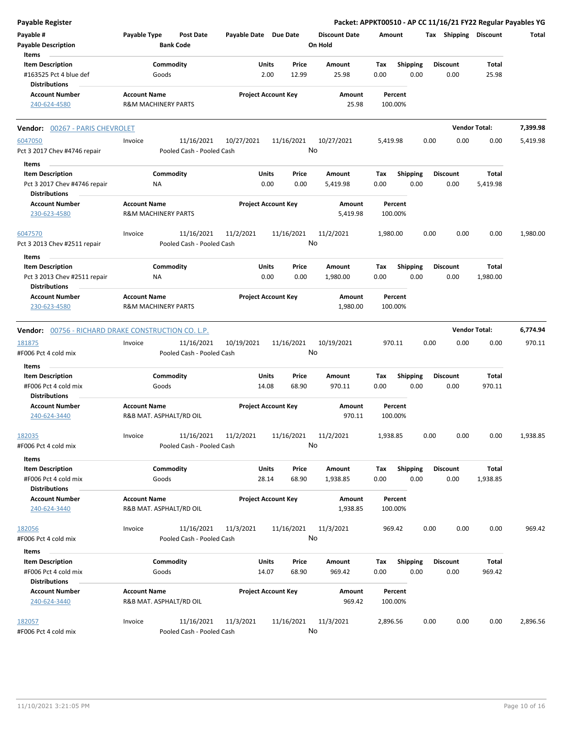**Payable Register** — Packet: APPKT00510 - AP CC 11/16/21 FY22 Regular Payables YG

| Payable # | Payable Type | Post Date | Payable Date | Due Date | Discount Date | Amount | Tax | Shipping | Discount | Total |
|---|---|---|---|---|---|---|---|---|---|---|
| Payable Description | | Bank Code | | | On Hold | | | | | |

**Items**

| Item Description | Commodity | Units | Price | Amount | Tax | Shipping | Discount | Total |
|---|---|---|---|---|---|---|---|---|
| #163525 Pct 4 blue def | Goods | 2.00 | 12.99 | 25.98 | 0.00 | 0.00 | 0.00 | 25.98 |

**Distributions**

| Account Number | Account Name | Project Account Key | Amount | Percent |
|---|---|---|---|---|
| 240-624-4580 | R&M MACHINERY PARTS | | 25.98 | 100.00% |

## Vendor: 00267 - PARIS CHEVROLET — Vendor Total: 7,399.98

| Payable # | Payable Type | Post Date | Payable Date | Due Date | Discount Date | Amount | Tax | Shipping | Discount | Total |
|---|---|---|---|---|---|---|---|---|---|---|
| 6047050 | Invoice | 11/16/2021 | 10/27/2021 | 11/16/2021 | 10/27/2021 | 5,419.98 | 0.00 | 0.00 | 0.00 | 5,419.98 |
| Pct 3 2017 Chev #4746 repair | | Pooled Cash - Pooled Cash | | | No | | | | | |

**Items**

| Item Description | Commodity | Units | Price | Amount | Tax | Shipping | Discount | Total |
|---|---|---|---|---|---|---|---|---|
| Pct 3 2017 Chev #4746 repair | NA | 0.00 | 0.00 | 5,419.98 | 0.00 | 0.00 | 0.00 | 5,419.98 |

**Distributions**

| Account Number | Account Name | Project Account Key | Amount | Percent |
|---|---|---|---|---|
| 230-623-4580 | R&M MACHINERY PARTS | | 5,419.98 | 100.00% |

| Payable # | Payable Type | Post Date | Payable Date | Due Date | Discount Date | Amount | Tax | Shipping | Discount | Total |
|---|---|---|---|---|---|---|---|---|---|---|
| 6047570 | Invoice | 11/16/2021 | 11/2/2021 | 11/16/2021 | 11/2/2021 | 1,980.00 | 0.00 | 0.00 | 0.00 | 1,980.00 |
| Pct 3 2013 Chev #2511 repair | | Pooled Cash - Pooled Cash | | | No | | | | | |

**Items**

| Item Description | Commodity | Units | Price | Amount | Tax | Shipping | Discount | Total |
|---|---|---|---|---|---|---|---|---|
| Pct 3 2013 Chev #2511 repair | NA | 0.00 | 0.00 | 1,980.00 | 0.00 | 0.00 | 0.00 | 1,980.00 |

**Distributions**

| Account Number | Account Name | Project Account Key | Amount | Percent |
|---|---|---|---|---|
| 230-623-4580 | R&M MACHINERY PARTS | | 1,980.00 | 100.00% |

## Vendor: 00756 - RICHARD DRAKE CONSTRUCTION CO. L.P. — Vendor Total: 6,774.94

| Payable # | Payable Type | Post Date | Payable Date | Due Date | Discount Date | Amount | Tax | Shipping | Discount | Total |
|---|---|---|---|---|---|---|---|---|---|---|
| 181875 | Invoice | 11/16/2021 | 10/19/2021 | 11/16/2021 | 10/19/2021 | 970.11 | 0.00 | 0.00 | 0.00 | 970.11 |
| #F006 Pct 4 cold mix | | Pooled Cash - Pooled Cash | | | No | | | | | |

**Items**

| Item Description | Commodity | Units | Price | Amount | Tax | Shipping | Discount | Total |
|---|---|---|---|---|---|---|---|---|
| #F006 Pct 4 cold mix | Goods | 14.08 | 68.90 | 970.11 | 0.00 | 0.00 | 0.00 | 970.11 |

**Distributions**

| Account Number | Account Name | Project Account Key | Amount | Percent |
|---|---|---|---|---|
| 240-624-3440 | R&B MAT. ASPHALT/RD OIL | | 970.11 | 100.00% |

| Payable # | Payable Type | Post Date | Payable Date | Due Date | Discount Date | Amount | Tax | Shipping | Discount | Total |
|---|---|---|---|---|---|---|---|---|---|---|
| 182035 | Invoice | 11/16/2021 | 11/2/2021 | 11/16/2021 | 11/2/2021 | 1,938.85 | 0.00 | 0.00 | 0.00 | 1,938.85 |
| #F006 Pct 4 cold mix | | Pooled Cash - Pooled Cash | | | No | | | | | |

**Items**

| Item Description | Commodity | Units | Price | Amount | Tax | Shipping | Discount | Total |
|---|---|---|---|---|---|---|---|---|
| #F006 Pct 4 cold mix | Goods | 28.14 | 68.90 | 1,938.85 | 0.00 | 0.00 | 0.00 | 1,938.85 |

**Distributions**

| Account Number | Account Name | Project Account Key | Amount | Percent |
|---|---|---|---|---|
| 240-624-3440 | R&B MAT. ASPHALT/RD OIL | | 1,938.85 | 100.00% |

| Payable # | Payable Type | Post Date | Payable Date | Due Date | Discount Date | Amount | Tax | Shipping | Discount | Total |
|---|---|---|---|---|---|---|---|---|---|---|
| 182056 | Invoice | 11/16/2021 | 11/3/2021 | 11/16/2021 | 11/3/2021 | 969.42 | 0.00 | 0.00 | 0.00 | 969.42 |
| #F006 Pct 4 cold mix | | Pooled Cash - Pooled Cash | | | No | | | | | |

**Items**

| Item Description | Commodity | Units | Price | Amount | Tax | Shipping | Discount | Total |
|---|---|---|---|---|---|---|---|---|
| #F006 Pct 4 cold mix | Goods | 14.07 | 68.90 | 969.42 | 0.00 | 0.00 | 0.00 | 969.42 |

**Distributions**

| Account Number | Account Name | Project Account Key | Amount | Percent |
|---|---|---|---|---|
| 240-624-3440 | R&B MAT. ASPHALT/RD OIL | | 969.42 | 100.00% |

| Payable # | Payable Type | Post Date | Payable Date | Due Date | Discount Date | Amount | Tax | Shipping | Discount | Total |
|---|---|---|---|---|---|---|---|---|---|---|
| 182057 | Invoice | 11/16/2021 | 11/3/2021 | 11/16/2021 | 11/3/2021 | 2,896.56 | 0.00 | 0.00 | 0.00 | 2,896.56 |
| #F006 Pct 4 cold mix | | Pooled Cash - Pooled Cash | | | No | | | | | |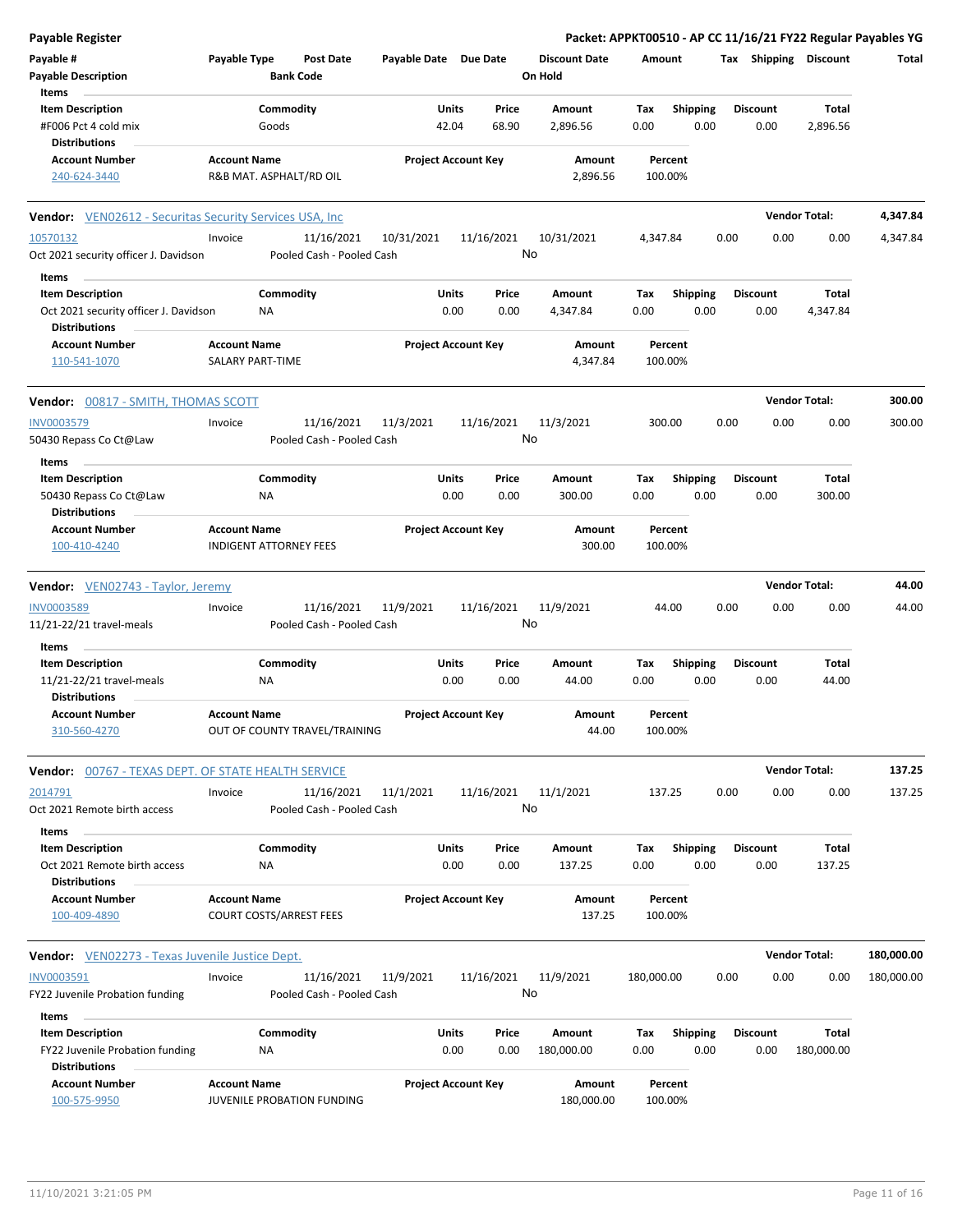**Payable Register**

**Packet: APPKT00510 - AP CC 11/16/21 FY22 Regular Payables YG**

| Payable # | Payable Type | Post Date | Payable Date | Due Date | Discount Date | Amount | Tax | Shipping | Discount | Total |
|---|---|---|---|---|---|---|---|---|---|---|
| **Payable Description** | | **Bank Code** | | | **On Hold** | | | | | |

**Items**

| Item Description | Commodity | Units | Price | Amount | Tax | Shipping | Discount | Total |
|---|---|---|---|---|---|---|---|---|
| #F006 Pct 4 cold mix | Goods | 42.04 | 68.90 | 2,896.56 | 0.00 | 0.00 | 0.00 | 2,896.56 |

**Distributions**

| Account Number | Account Name | Project Account Key | Amount | Percent |
|---|---|---|---|---|
| 240-624-3440 | R&B MAT. ASPHALT/RD OIL | | 2,896.56 | 100.00% |

---

**Vendor:** VEN02612 - Securitas Security Services USA, Inc — **Vendor Total:** 4,347.84

| Payable # | Payable Type | Post Date | Payable Date | Due Date | Discount Date | Amount | Tax | Shipping | Discount | Total |
|---|---|---|---|---|---|---|---|---|---|---|
| 10570132 | Invoice | 11/16/2021 | 10/31/2021 | 11/16/2021 | 10/31/2021 | 4,347.84 | 0.00 | 0.00 | 0.00 | 4,347.84 |
| Oct 2021 security officer J. Davidson | | Pooled Cash - Pooled Cash | | | No | | | | | |

**Items**

| Item Description | Commodity | Units | Price | Amount | Tax | Shipping | Discount | Total |
|---|---|---|---|---|---|---|---|---|
| Oct 2021 security officer J. Davidson | NA | 0.00 | 0.00 | 4,347.84 | 0.00 | 0.00 | 0.00 | 4,347.84 |

**Distributions**

| Account Number | Account Name | Project Account Key | Amount | Percent |
|---|---|---|---|---|
| 110-541-1070 | SALARY PART-TIME | | 4,347.84 | 100.00% |

---

**Vendor:** 00817 - SMITH, THOMAS SCOTT — **Vendor Total:** 300.00

| Payable # | Payable Type | Post Date | Payable Date | Due Date | Discount Date | Amount | Tax | Shipping | Discount | Total |
|---|---|---|---|---|---|---|---|---|---|---|
| INV0003579 | Invoice | 11/16/2021 | 11/3/2021 | 11/16/2021 | 11/3/2021 | 300.00 | 0.00 | 0.00 | 0.00 | 300.00 |
| 50430 Repass Co Ct@Law | | Pooled Cash - Pooled Cash | | | No | | | | | |

**Items**

| Item Description | Commodity | Units | Price | Amount | Tax | Shipping | Discount | Total |
|---|---|---|---|---|---|---|---|---|
| 50430 Repass Co Ct@Law | NA | 0.00 | 0.00 | 300.00 | 0.00 | 0.00 | 0.00 | 300.00 |

**Distributions**

| Account Number | Account Name | Project Account Key | Amount | Percent |
|---|---|---|---|---|
| 100-410-4240 | INDIGENT ATTORNEY FEES | | 300.00 | 100.00% |

---

**Vendor:** VEN02743 - Taylor, Jeremy — **Vendor Total:** 44.00

| Payable # | Payable Type | Post Date | Payable Date | Due Date | Discount Date | Amount | Tax | Shipping | Discount | Total |
|---|---|---|---|---|---|---|---|---|---|---|
| INV0003589 | Invoice | 11/16/2021 | 11/9/2021 | 11/16/2021 | 11/9/2021 | 44.00 | 0.00 | 0.00 | 0.00 | 44.00 |
| 11/21-22/21 travel-meals | | Pooled Cash - Pooled Cash | | | No | | | | | |

**Items**

| Item Description | Commodity | Units | Price | Amount | Tax | Shipping | Discount | Total |
|---|---|---|---|---|---|---|---|---|
| 11/21-22/21 travel-meals | NA | 0.00 | 0.00 | 44.00 | 0.00 | 0.00 | 0.00 | 44.00 |

**Distributions**

| Account Number | Account Name | Project Account Key | Amount | Percent |
|---|---|---|---|---|
| 310-560-4270 | OUT OF COUNTY TRAVEL/TRAINING | | 44.00 | 100.00% |

---

**Vendor:** 00767 - TEXAS DEPT. OF STATE HEALTH SERVICE — **Vendor Total:** 137.25

| Payable # | Payable Type | Post Date | Payable Date | Due Date | Discount Date | Amount | Tax | Shipping | Discount | Total |
|---|---|---|---|---|---|---|---|---|---|---|
| 2014791 | Invoice | 11/16/2021 | 11/1/2021 | 11/16/2021 | 11/1/2021 | 137.25 | 0.00 | 0.00 | 0.00 | 137.25 |
| Oct 2021 Remote birth access | | Pooled Cash - Pooled Cash | | | No | | | | | |

**Items**

| Item Description | Commodity | Units | Price | Amount | Tax | Shipping | Discount | Total |
|---|---|---|---|---|---|---|---|---|
| Oct 2021 Remote birth access | NA | 0.00 | 0.00 | 137.25 | 0.00 | 0.00 | 0.00 | 137.25 |

**Distributions**

| Account Number | Account Name | Project Account Key | Amount | Percent |
|---|---|---|---|---|
| 100-409-4890 | COURT COSTS/ARREST FEES | | 137.25 | 100.00% |

---

**Vendor:** VEN02273 - Texas Juvenile Justice Dept. — **Vendor Total:** 180,000.00

| Payable # | Payable Type | Post Date | Payable Date | Due Date | Discount Date | Amount | Tax | Shipping | Discount | Total |
|---|---|---|---|---|---|---|---|---|---|---|
| INV0003591 | Invoice | 11/16/2021 | 11/9/2021 | 11/16/2021 | 11/9/2021 | 180,000.00 | 0.00 | 0.00 | 0.00 | 180,000.00 |
| FY22 Juvenile Probation funding | | Pooled Cash - Pooled Cash | | | No | | | | | |

**Items**

| Item Description | Commodity | Units | Price | Amount | Tax | Shipping | Discount | Total |
|---|---|---|---|---|---|---|---|---|
| FY22 Juvenile Probation funding | NA | 0.00 | 0.00 | 180,000.00 | 0.00 | 0.00 | 0.00 | 180,000.00 |

**Distributions**

| Account Number | Account Name | Project Account Key | Amount | Percent |
|---|---|---|---|---|
| 100-575-9950 | JUVENILE PROBATION FUNDING | | 180,000.00 | 100.00% |

11/10/2021 3:21:05 PM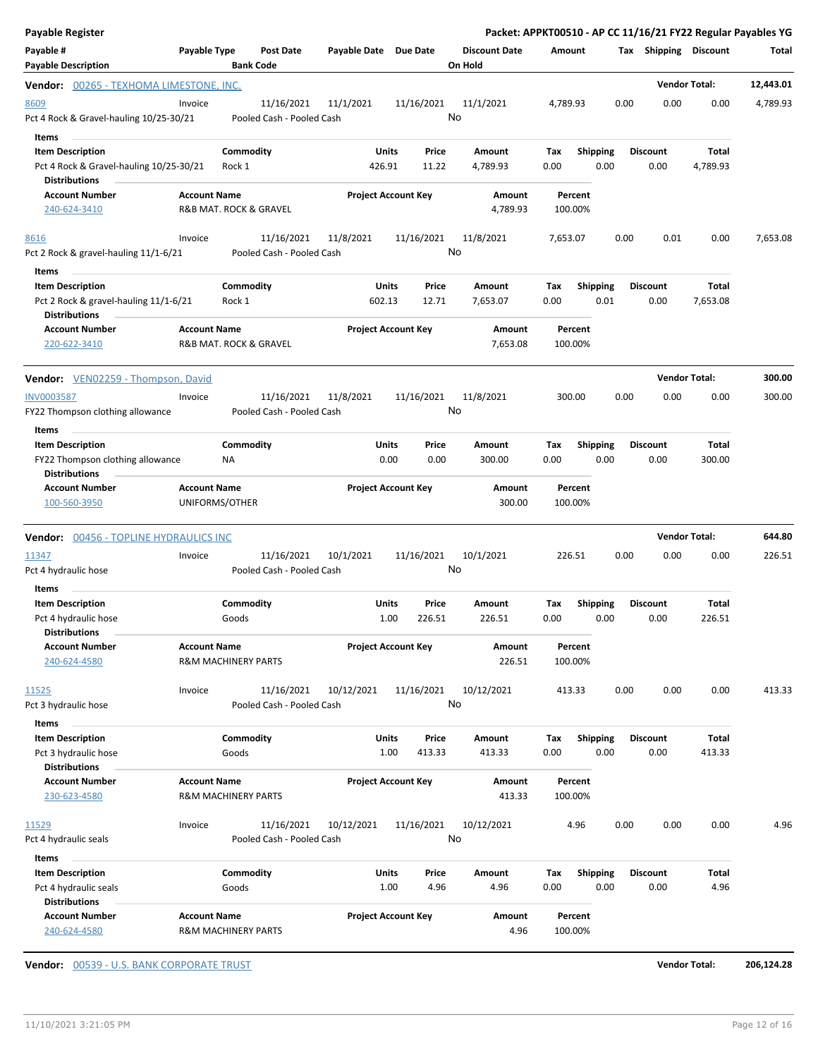**Payable Register** — **Packet: APPKT00510 - AP CC 11/16/21 FY22 Regular Payables YG**

| Payable # | Payable Type | Post Date | Payable Date | Due Date | Discount Date | Amount | Tax | Shipping | Discount | Total |
|---|---|---|---|---|---|---|---|---|---|---|
| Payable Description | | Bank Code | | | On Hold | | | | | |

**Vendor: 00265 - TEXHOMA LIMESTONE, INC.** — Vendor Total: **12,443.01**

| Payable # | Payable Type | Post Date | Payable Date | Due Date | Discount Date | Amount | Tax | Shipping | Discount | Total |
|---|---|---|---|---|---|---|---|---|---|---|
| 8609 | Invoice | 11/16/2021 | 11/1/2021 | 11/16/2021 | 11/1/2021 | 4,789.93 | 0.00 | 0.00 | 0.00 | 4,789.93 |
| Pct 4 Rock & Gravel-hauling 10/25-30/21 | | Pooled Cash - Pooled Cash | | | No | | | | | |

Items

| Item Description | Commodity | Units | Price | Amount | Tax | Shipping | Discount | Total |
|---|---|---|---|---|---|---|---|---|
| Pct 4 Rock & Gravel-hauling 10/25-30/21 | Rock 1 | 426.91 | 11.22 | 4,789.93 | 0.00 | 0.00 | 0.00 | 4,789.93 |

Distributions

| Account Number | Account Name | Project Account Key | Amount | Percent |
|---|---|---|---|---|
| 240-624-3410 | R&B MAT. ROCK & GRAVEL | | 4,789.93 | 100.00% |

| Payable # | Payable Type | Post Date | Payable Date | Due Date | Discount Date | Amount | Tax | Shipping | Discount | Total |
|---|---|---|---|---|---|---|---|---|---|---|
| 8616 | Invoice | 11/16/2021 | 11/8/2021 | 11/16/2021 | 11/8/2021 | 7,653.07 | 0.00 | 0.01 | 0.00 | 7,653.08 |
| Pct 2 Rock & gravel-hauling 11/1-6/21 | | Pooled Cash - Pooled Cash | | | No | | | | | |

Items

| Item Description | Commodity | Units | Price | Amount | Tax | Shipping | Discount | Total |
|---|---|---|---|---|---|---|---|---|
| Pct 2 Rock & gravel-hauling 11/1-6/21 | Rock 1 | 602.13 | 12.71 | 7,653.07 | 0.00 | 0.01 | 0.00 | 7,653.08 |

Distributions

| Account Number | Account Name | Project Account Key | Amount | Percent |
|---|---|---|---|---|
| 220-622-3410 | R&B MAT. ROCK & GRAVEL | | 7,653.08 | 100.00% |

**Vendor: VEN02259 - Thompson, David** — Vendor Total: **300.00**

| Payable # | Payable Type | Post Date | Payable Date | Due Date | Discount Date | Amount | Tax | Shipping | Discount | Total |
|---|---|---|---|---|---|---|---|---|---|---|
| INV0003587 | Invoice | 11/16/2021 | 11/8/2021 | 11/16/2021 | 11/8/2021 | 300.00 | 0.00 | 0.00 | 0.00 | 300.00 |
| FY22 Thompson clothing allowance | | Pooled Cash - Pooled Cash | | | No | | | | | |

Items

| Item Description | Commodity | Units | Price | Amount | Tax | Shipping | Discount | Total |
|---|---|---|---|---|---|---|---|---|
| FY22 Thompson clothing allowance | NA | 0.00 | 0.00 | 300.00 | 0.00 | 0.00 | 0.00 | 300.00 |

Distributions

| Account Number | Account Name | Project Account Key | Amount | Percent |
|---|---|---|---|---|
| 100-560-3950 | UNIFORMS/OTHER | | 300.00 | 100.00% |

**Vendor: 00456 - TOPLINE HYDRAULICS INC** — Vendor Total: **644.80**

| Payable # | Payable Type | Post Date | Payable Date | Due Date | Discount Date | Amount | Tax | Shipping | Discount | Total |
|---|---|---|---|---|---|---|---|---|---|---|
| 11347 | Invoice | 11/16/2021 | 10/1/2021 | 11/16/2021 | 10/1/2021 | 226.51 | 0.00 | 0.00 | 0.00 | 226.51 |
| Pct 4 hydraulic hose | | Pooled Cash - Pooled Cash | | | No | | | | | |

Items

| Item Description | Commodity | Units | Price | Amount | Tax | Shipping | Discount | Total |
|---|---|---|---|---|---|---|---|---|
| Pct 4 hydraulic hose | Goods | 1.00 | 226.51 | 226.51 | 0.00 | 0.00 | 0.00 | 226.51 |

Distributions

| Account Number | Account Name | Project Account Key | Amount | Percent |
|---|---|---|---|---|
| 240-624-4580 | R&M MACHINERY PARTS | | 226.51 | 100.00% |

| Payable # | Payable Type | Post Date | Payable Date | Due Date | Discount Date | Amount | Tax | Shipping | Discount | Total |
|---|---|---|---|---|---|---|---|---|---|---|
| 11525 | Invoice | 11/16/2021 | 10/12/2021 | 11/16/2021 | 10/12/2021 | 413.33 | 0.00 | 0.00 | 0.00 | 413.33 |
| Pct 3 hydraulic hose | | Pooled Cash - Pooled Cash | | | No | | | | | |

Items

| Item Description | Commodity | Units | Price | Amount | Tax | Shipping | Discount | Total |
|---|---|---|---|---|---|---|---|---|
| Pct 3 hydraulic hose | Goods | 1.00 | 413.33 | 413.33 | 0.00 | 0.00 | 0.00 | 413.33 |

Distributions

| Account Number | Account Name | Project Account Key | Amount | Percent |
|---|---|---|---|---|
| 230-623-4580 | R&M MACHINERY PARTS | | 413.33 | 100.00% |

| Payable # | Payable Type | Post Date | Payable Date | Due Date | Discount Date | Amount | Tax | Shipping | Discount | Total |
|---|---|---|---|---|---|---|---|---|---|---|
| 11529 | Invoice | 11/16/2021 | 10/12/2021 | 11/16/2021 | 10/12/2021 | 4.96 | 0.00 | 0.00 | 0.00 | 4.96 |
| Pct 4 hydraulic seals | | Pooled Cash - Pooled Cash | | | No | | | | | |

Items

| Item Description | Commodity | Units | Price | Amount | Tax | Shipping | Discount | Total |
|---|---|---|---|---|---|---|---|---|
| Pct 4 hydraulic seals | Goods | 1.00 | 4.96 | 4.96 | 0.00 | 0.00 | 0.00 | 4.96 |

Distributions

| Account Number | Account Name | Project Account Key | Amount | Percent |
|---|---|---|---|---|
| 240-624-4580 | R&M MACHINERY PARTS | | 4.96 | 100.00% |

**Vendor: 00539 - U.S. BANK CORPORATE TRUST** — Vendor Total: **206,124.28**

11/10/2021 3:21:05 PM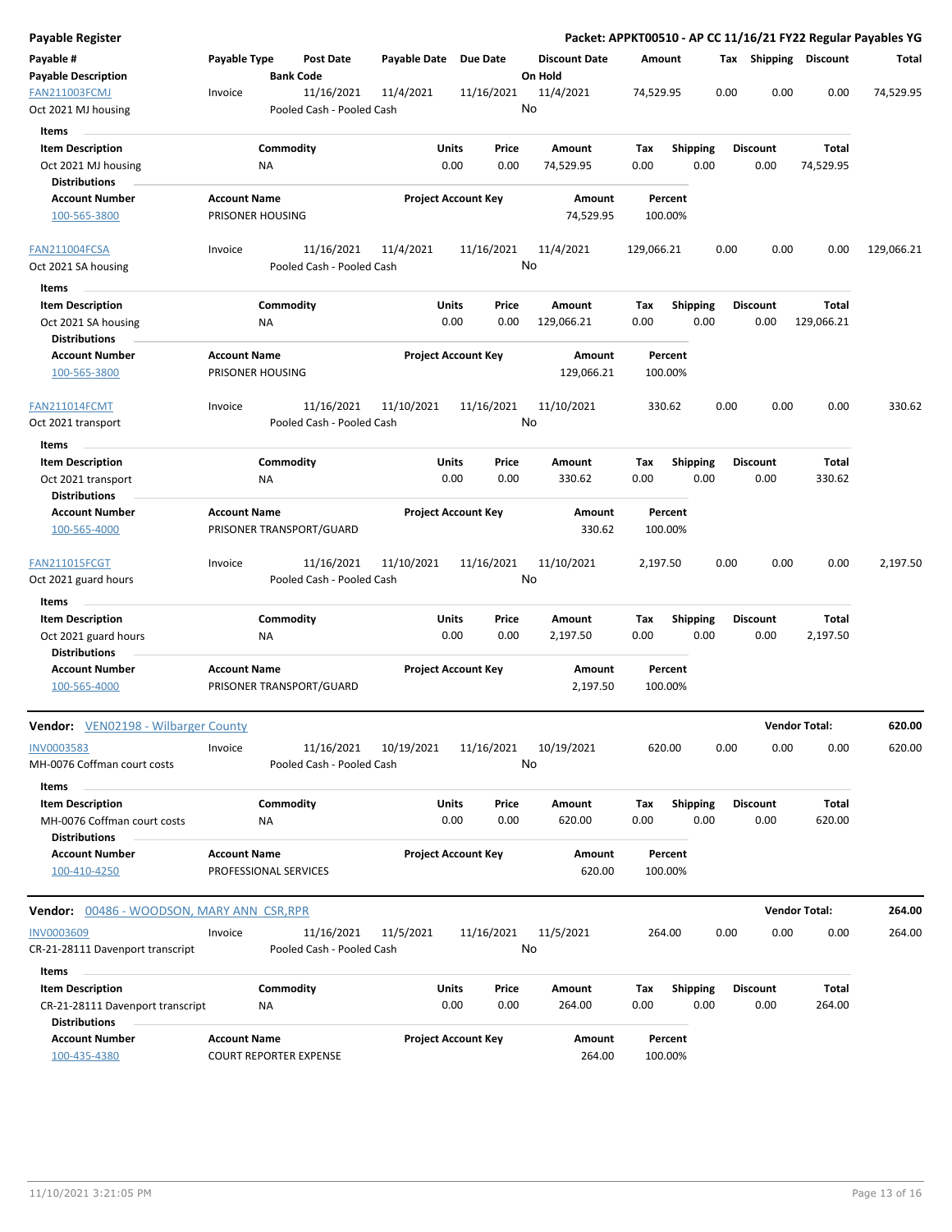**Payable Register** — Packet: APPKT00510 - AP CC 11/16/21 FY22 Regular Payables YG

| Payable # / Payable Description | Payable Type | Post Date / Bank Code | Payable Date | Due Date | Discount Date / On Hold | Amount | Tax | Shipping | Discount | Total |
|---|---|---|---|---|---|---|---|---|---|---|
| FAN211003FCMJ / Oct 2021 MJ housing | Invoice | 11/16/2021 / Pooled Cash - Pooled Cash | 11/4/2021 | 11/16/2021 | 11/4/2021 / No | 74,529.95 | 0.00 | 0.00 | 0.00 | 74,529.95 |

Items

| Item Description | Commodity | Units | Price | Amount | Tax | Shipping | Discount | Total |
|---|---|---|---|---|---|---|---|---|
| Oct 2021 MJ housing | NA | 0.00 | 0.00 | 74,529.95 | 0.00 | 0.00 | 0.00 | 74,529.95 |

Distributions

| Account Number | Account Name | Project Account Key | Amount | Percent |
|---|---|---|---|---|
| 100-565-3800 | PRISONER HOUSING | | 74,529.95 | 100.00% |

| Payable # / Payable Description | Payable Type | Post Date / Bank Code | Payable Date | Due Date | Discount Date / On Hold | Amount | Tax | Shipping | Discount | Total |
|---|---|---|---|---|---|---|---|---|---|---|
| FAN211004FCSA / Oct 2021 SA housing | Invoice | 11/16/2021 / Pooled Cash - Pooled Cash | 11/4/2021 | 11/16/2021 | 11/4/2021 / No | 129,066.21 | 0.00 | 0.00 | 0.00 | 129,066.21 |

Items

| Item Description | Commodity | Units | Price | Amount | Tax | Shipping | Discount | Total |
|---|---|---|---|---|---|---|---|---|
| Oct 2021 SA housing | NA | 0.00 | 0.00 | 129,066.21 | 0.00 | 0.00 | 0.00 | 129,066.21 |

Distributions

| Account Number | Account Name | Project Account Key | Amount | Percent |
|---|---|---|---|---|
| 100-565-3800 | PRISONER HOUSING | | 129,066.21 | 100.00% |

| Payable # / Payable Description | Payable Type | Post Date / Bank Code | Payable Date | Due Date | Discount Date / On Hold | Amount | Tax | Shipping | Discount | Total |
|---|---|---|---|---|---|---|---|---|---|---|
| FAN211014FCMT / Oct 2021 transport | Invoice | 11/16/2021 / Pooled Cash - Pooled Cash | 11/10/2021 | 11/16/2021 | 11/10/2021 / No | 330.62 | 0.00 | 0.00 | 0.00 | 330.62 |

Items

| Item Description | Commodity | Units | Price | Amount | Tax | Shipping | Discount | Total |
|---|---|---|---|---|---|---|---|---|
| Oct 2021 transport | NA | 0.00 | 0.00 | 330.62 | 0.00 | 0.00 | 0.00 | 330.62 |

Distributions

| Account Number | Account Name | Project Account Key | Amount | Percent |
|---|---|---|---|---|
| 100-565-4000 | PRISONER TRANSPORT/GUARD | | 330.62 | 100.00% |

| Payable # / Payable Description | Payable Type | Post Date / Bank Code | Payable Date | Due Date | Discount Date / On Hold | Amount | Tax | Shipping | Discount | Total |
|---|---|---|---|---|---|---|---|---|---|---|
| FAN211015FCGT / Oct 2021 guard hours | Invoice | 11/16/2021 / Pooled Cash - Pooled Cash | 11/10/2021 | 11/16/2021 | 11/10/2021 / No | 2,197.50 | 0.00 | 0.00 | 0.00 | 2,197.50 |

Items

| Item Description | Commodity | Units | Price | Amount | Tax | Shipping | Discount | Total |
|---|---|---|---|---|---|---|---|---|
| Oct 2021 guard hours | NA | 0.00 | 0.00 | 2,197.50 | 0.00 | 0.00 | 0.00 | 2,197.50 |

Distributions

| Account Number | Account Name | Project Account Key | Amount | Percent |
|---|---|---|---|---|
| 100-565-4000 | PRISONER TRANSPORT/GUARD | | 2,197.50 | 100.00% |

**Vendor:** VEN02198 - Wilbarger County — **Vendor Total: 620.00**

| Payable # / Payable Description | Payable Type | Post Date / Bank Code | Payable Date | Due Date | Discount Date / On Hold | Amount | Tax | Shipping | Discount | Total |
|---|---|---|---|---|---|---|---|---|---|---|
| INV0003583 / MH-0076 Coffman court costs | Invoice | 11/16/2021 / Pooled Cash - Pooled Cash | 10/19/2021 | 11/16/2021 | 10/19/2021 / No | 620.00 | 0.00 | 0.00 | 0.00 | 620.00 |

Items

| Item Description | Commodity | Units | Price | Amount | Tax | Shipping | Discount | Total |
|---|---|---|---|---|---|---|---|---|
| MH-0076 Coffman court costs | NA | 0.00 | 0.00 | 620.00 | 0.00 | 0.00 | 0.00 | 620.00 |

Distributions

| Account Number | Account Name | Project Account Key | Amount | Percent |
|---|---|---|---|---|
| 100-410-4250 | PROFESSIONAL SERVICES | | 620.00 | 100.00% |

**Vendor:** 00486 - WOODSON, MARY ANN CSR,RPR — **Vendor Total: 264.00**

| Payable # / Payable Description | Payable Type | Post Date / Bank Code | Payable Date | Due Date | Discount Date / On Hold | Amount | Tax | Shipping | Discount | Total |
|---|---|---|---|---|---|---|---|---|---|---|
| INV0003609 / CR-21-28111 Davenport transcript | Invoice | 11/16/2021 / Pooled Cash - Pooled Cash | 11/5/2021 | 11/16/2021 | 11/5/2021 / No | 264.00 | 0.00 | 0.00 | 0.00 | 264.00 |

Items

| Item Description | Commodity | Units | Price | Amount | Tax | Shipping | Discount | Total |
|---|---|---|---|---|---|---|---|---|
| CR-21-28111 Davenport transcript | NA | 0.00 | 0.00 | 264.00 | 0.00 | 0.00 | 0.00 | 264.00 |

Distributions

| Account Number | Account Name | Project Account Key | Amount | Percent |
|---|---|---|---|---|
| 100-435-4380 | COURT REPORTER EXPENSE | | 264.00 | 100.00% |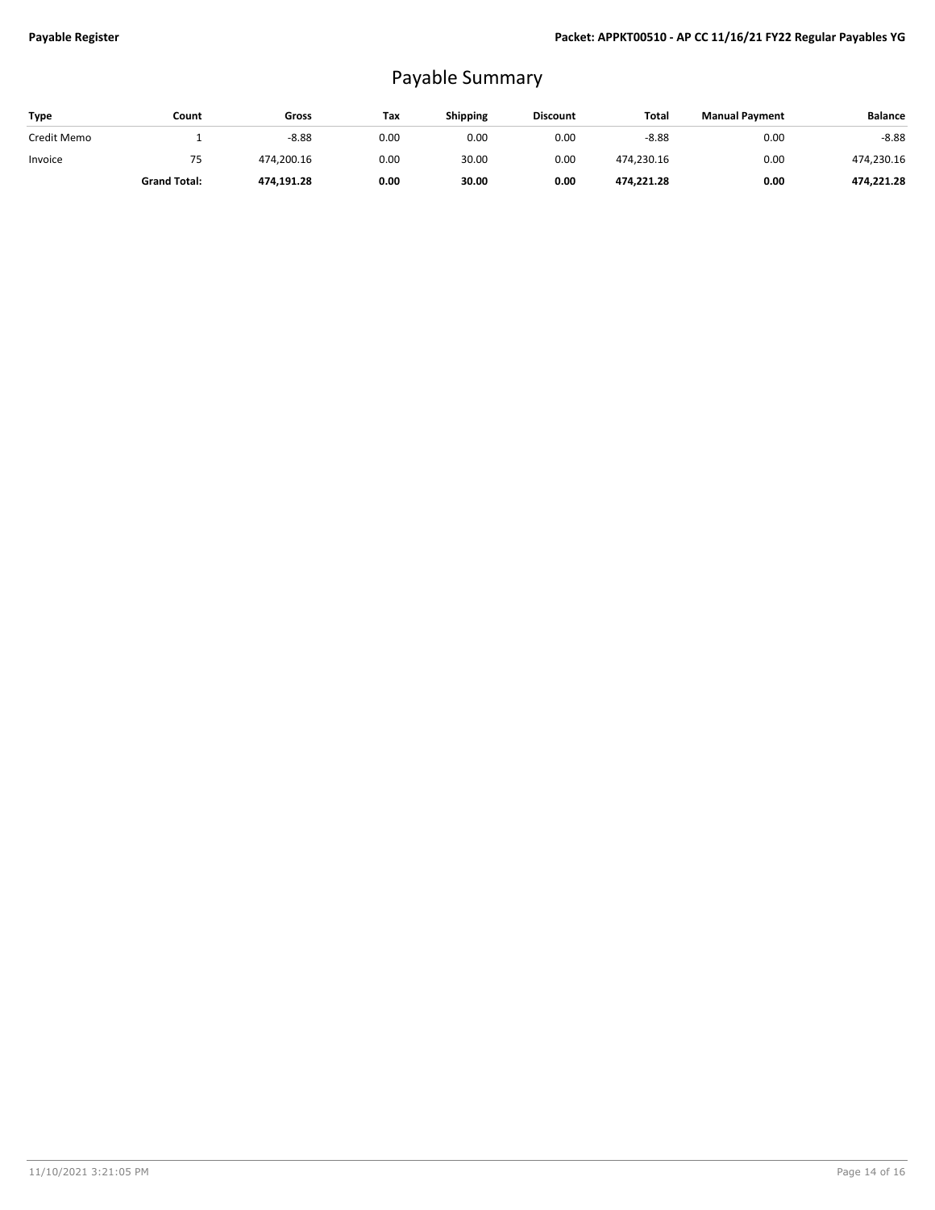# Payable Summary

| Type | Count | Gross | Tax | Shipping | Discount | Total | Manual Payment | Balance |
|---|---|---|---|---|---|---|---|---|
| Credit Memo | 1 | -8.88 | 0.00 | 0.00 | 0.00 | -8.88 | 0.00 | -8.88 |
| Invoice | 75 | 474,200.16 | 0.00 | 30.00 | 0.00 | 474,230.16 | 0.00 | 474,230.16 |
| | **Grand Total:** | **474,191.28** | **0.00** | **30.00** | **0.00** | **474,221.28** | **0.00** | **474,221.28** |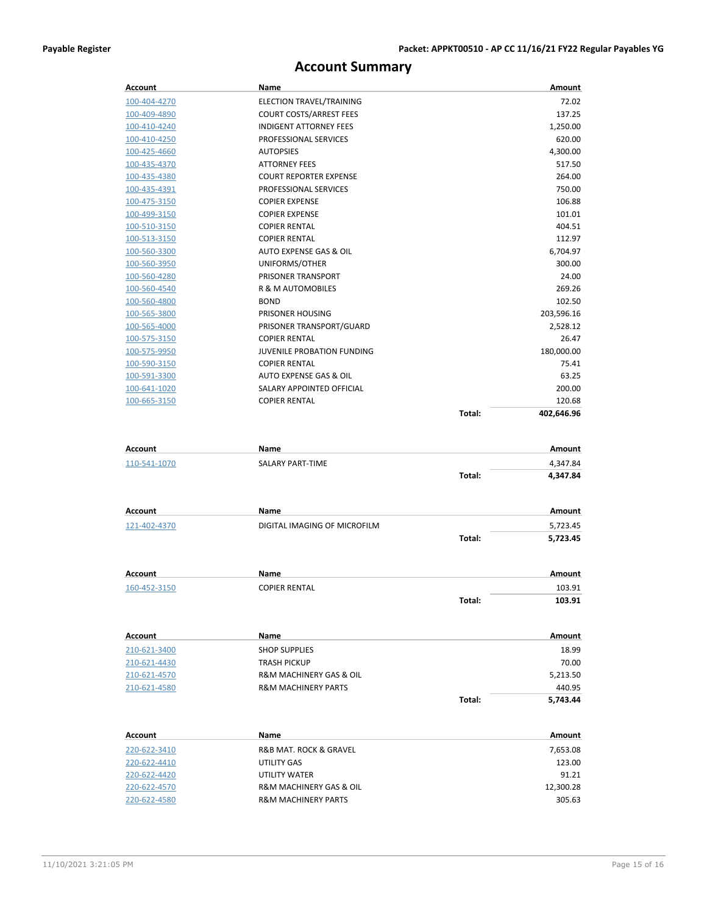# Account Summary

| Account | Name | | Amount |
|---|---|---|---|
| 100-404-4270 | ELECTION TRAVEL/TRAINING | | 72.02 |
| 100-409-4890 | COURT COSTS/ARREST FEES | | 137.25 |
| 100-410-4240 | INDIGENT ATTORNEY FEES | | 1,250.00 |
| 100-410-4250 | PROFESSIONAL SERVICES | | 620.00 |
| 100-425-4660 | AUTOPSIES | | 4,300.00 |
| 100-435-4370 | ATTORNEY FEES | | 517.50 |
| 100-435-4380 | COURT REPORTER EXPENSE | | 264.00 |
| 100-435-4391 | PROFESSIONAL SERVICES | | 750.00 |
| 100-475-3150 | COPIER EXPENSE | | 106.88 |
| 100-499-3150 | COPIER EXPENSE | | 101.01 |
| 100-510-3150 | COPIER RENTAL | | 404.51 |
| 100-513-3150 | COPIER RENTAL | | 112.97 |
| 100-560-3300 | AUTO EXPENSE GAS & OIL | | 6,704.97 |
| 100-560-3950 | UNIFORMS/OTHER | | 300.00 |
| 100-560-4280 | PRISONER TRANSPORT | | 24.00 |
| 100-560-4540 | R & M AUTOMOBILES | | 269.26 |
| 100-560-4800 | BOND | | 102.50 |
| 100-565-3800 | PRISONER HOUSING | | 203,596.16 |
| 100-565-4000 | PRISONER TRANSPORT/GUARD | | 2,528.12 |
| 100-575-3150 | COPIER RENTAL | | 26.47 |
| 100-575-9950 | JUVENILE PROBATION FUNDING | | 180,000.00 |
| 100-590-3150 | COPIER RENTAL | | 75.41 |
| 100-591-3300 | AUTO EXPENSE GAS & OIL | | 63.25 |
| 100-641-1020 | SALARY APPOINTED OFFICIAL | | 200.00 |
| 100-665-3150 | COPIER RENTAL | | 120.68 |
| | | **Total:** | **402,646.96** |

| Account | Name | | Amount |
|---|---|---|---|
| 110-541-1070 | SALARY PART-TIME | | 4,347.84 |
| | | **Total:** | **4,347.84** |

| Account | Name | | Amount |
|---|---|---|---|
| 121-402-4370 | DIGITAL IMAGING OF MICROFILM | | 5,723.45 |
| | | **Total:** | **5,723.45** |

| Account | Name | | Amount |
|---|---|---|---|
| 160-452-3150 | COPIER RENTAL | | 103.91 |
| | | **Total:** | **103.91** |

| Account | Name | | Amount |
|---|---|---|---|
| 210-621-3400 | SHOP SUPPLIES | | 18.99 |
| 210-621-4430 | TRASH PICKUP | | 70.00 |
| 210-621-4570 | R&M MACHINERY GAS & OIL | | 5,213.50 |
| 210-621-4580 | R&M MACHINERY PARTS | | 440.95 |
| | | **Total:** | **5,743.44** |

| Account | Name | | Amount |
|---|---|---|---|
| 220-622-3410 | R&B MAT. ROCK & GRAVEL | | 7,653.08 |
| 220-622-4410 | UTILITY GAS | | 123.00 |
| 220-622-4420 | UTILITY WATER | | 91.21 |
| 220-622-4570 | R&M MACHINERY GAS & OIL | | 12,300.28 |
| 220-622-4580 | R&M MACHINERY PARTS | | 305.63 |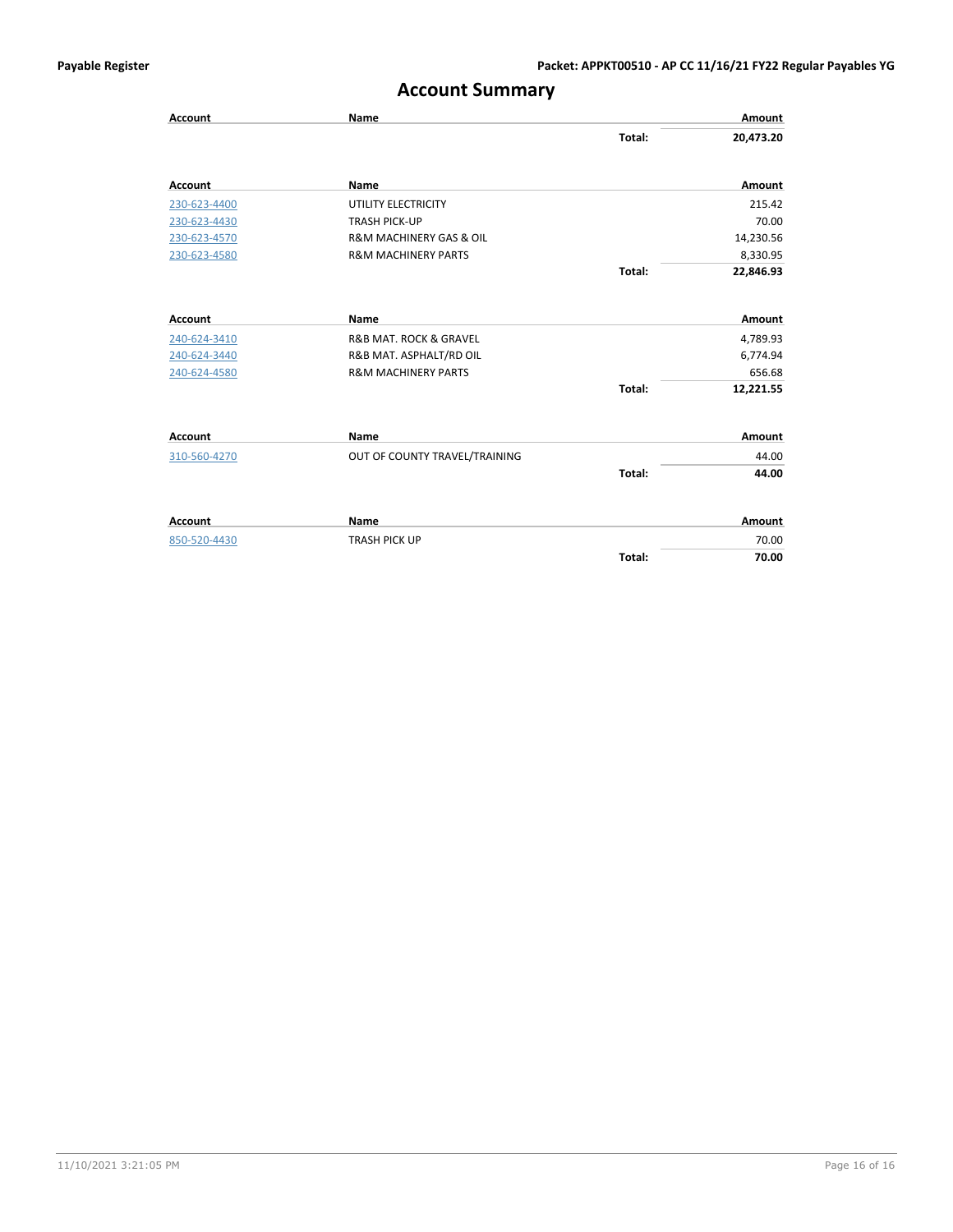# Account Summary

| Account | Name | | Amount |
|---|---|---|---|
| | | **Total:** | **20,473.20** |

| Account | Name | | Amount |
|---|---|---|---|
| 230-623-4400 | UTILITY ELECTRICITY | | 215.42 |
| 230-623-4430 | TRASH PICK-UP | | 70.00 |
| 230-623-4570 | R&M MACHINERY GAS & OIL | | 14,230.56 |
| 230-623-4580 | R&M MACHINERY PARTS | | 8,330.95 |
| | | **Total:** | **22,846.93** |

| Account | Name | | Amount |
|---|---|---|---|
| 240-624-3410 | R&B MAT. ROCK & GRAVEL | | 4,789.93 |
| 240-624-3440 | R&B MAT. ASPHALT/RD OIL | | 6,774.94 |
| 240-624-4580 | R&M MACHINERY PARTS | | 656.68 |
| | | **Total:** | **12,221.55** |

| Account | Name | | Amount |
|---|---|---|---|
| 310-560-4270 | OUT OF COUNTY TRAVEL/TRAINING | | 44.00 |
| | | **Total:** | **44.00** |

| Account | Name | | Amount |
|---|---|---|---|
| 850-520-4430 | TRASH PICK UP | | 70.00 |
| | | **Total:** | **70.00** |